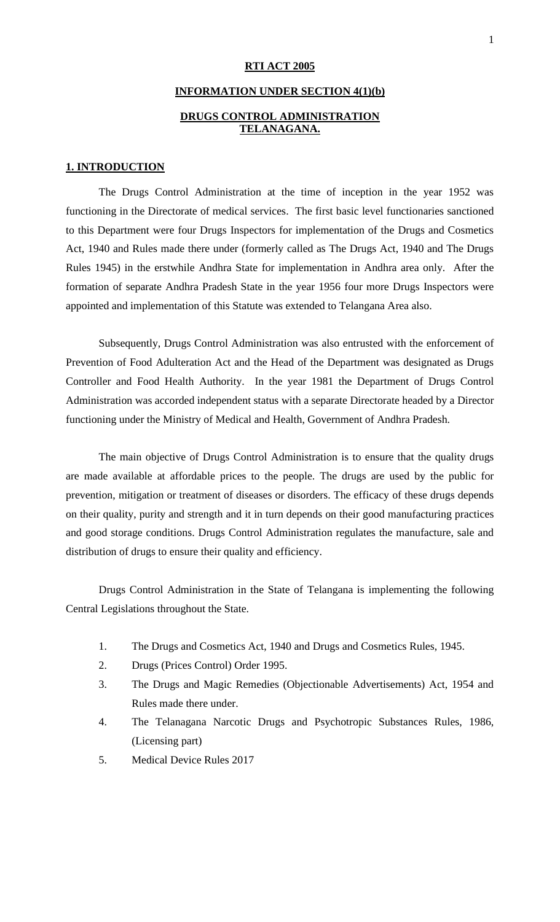# RTI ACT 2005

## INFORMATION UNDER SECTION 4(1)(b)

## DRUGS CONTROL ADMINISTRATION TELANAGANA.

### 1. INTRODUCTION

The Drugs Control Administration at the time of inception in the year 1952 was functioning in the Directorate of medical services. The first basic level functionaries sanctioned to this Department were four Drugs Inspectors for implementation of the Drugs and Cosmetics Act, 1940 and Rules made there under (formerly called as The Drugs Act, 1940 and The Drugs Rules 1945) in the erstwhile Andhra State for implementation in Andhra area only. After the formation of separate Andhra Pradesh State in the year 1956 four more Drugs Inspectors were appointed and implementation of this Statute was extended to Telangana Area also.

Subsequently, Drugs Control Administration was also entrusted with the enforcement of Prevention of Food Adulteration Act and the Head of the Department was designated as Drugs Controller and Food Health Authority. In the year 1981 the Department of Drugs Control Administration was accorded independent status with a separate Directorate headed by a Director functioning under the Ministry of Medical and Health, Government of Andhra Pradesh.

The main objective of Drugs Control Administration is to ensure that the quality drugs are made available at affordable prices to the people. The drugs are used by the public for prevention, mitigation or treatment of diseases or disorders. The efficacy of these drugs depends on their quality, purity and strength and it in turn depends on their good manufacturing practices and good storage conditions. Drugs Control Administration regulates the manufacture, sale and distribution of drugs to ensure their quality and efficiency.

Drugs Control Administration in the State of Telangana is implementing the following Central Legislations throughout the State.

1. The Drugs and Cosmetics Act, 1940 and Drugs and Cosmetics Rules, 1945.
2. Drugs (Prices Control) Order 1995.
3. The Drugs and Magic Remedies (Objectionable Advertisements) Act, 1954 and Rules made there under.
4. The Telanagana Narcotic Drugs and Psychotropic Substances Rules, 1986, (Licensing part)
5. Medical Device Rules 2017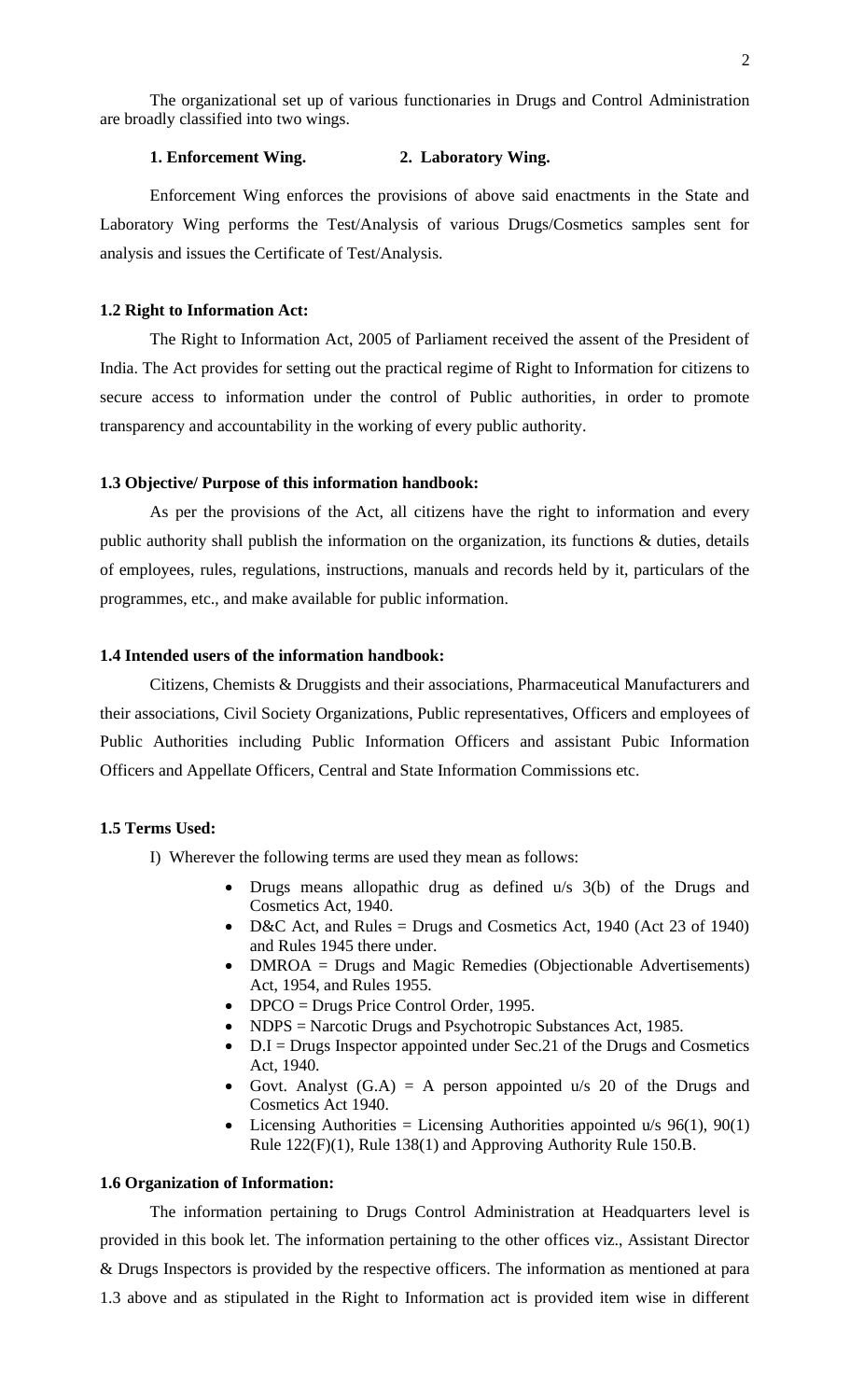The organizational set up of various functionaries in Drugs and Control Administration are broadly classified into two wings.

**1. Enforcement Wing. 2. Laboratory Wing.**

Enforcement Wing enforces the provisions of above said enactments in the State and Laboratory Wing performs the Test/Analysis of various Drugs/Cosmetics samples sent for analysis and issues the Certificate of Test/Analysis.

### 1.2 Right to Information Act:

The Right to Information Act, 2005 of Parliament received the assent of the President of India. The Act provides for setting out the practical regime of Right to Information for citizens to secure access to information under the control of Public authorities, in order to promote transparency and accountability in the working of every public authority.

### 1.3 Objective/ Purpose of this information handbook:

As per the provisions of the Act, all citizens have the right to information and every public authority shall publish the information on the organization, its functions & duties, details of employees, rules, regulations, instructions, manuals and records held by it, particulars of the programmes, etc., and make available for public information.

### 1.4 Intended users of the information handbook:

Citizens, Chemists & Druggists and their associations, Pharmaceutical Manufacturers and their associations, Civil Society Organizations, Public representatives, Officers and employees of Public Authorities including Public Information Officers and assistant Pubic Information Officers and Appellate Officers, Central and State Information Commissions etc.

### 1.5 Terms Used:

I) Wherever the following terms are used they mean as follows:

- Drugs means allopathic drug as defined u/s 3(b) of the Drugs and Cosmetics Act, 1940.
- D&C Act, and Rules = Drugs and Cosmetics Act, 1940 (Act 23 of 1940) and Rules 1945 there under.
- DMROA = Drugs and Magic Remedies (Objectionable Advertisements) Act, 1954, and Rules 1955.
- DPCO = Drugs Price Control Order, 1995.
- NDPS = Narcotic Drugs and Psychotropic Substances Act, 1985.
- D.I = Drugs Inspector appointed under Sec.21 of the Drugs and Cosmetics Act, 1940.
- Govt. Analyst (G.A) = A person appointed u/s 20 of the Drugs and Cosmetics Act 1940.
- Licensing Authorities = Licensing Authorities appointed u/s 96(1), 90(1) Rule 122(F)(1), Rule 138(1) and Approving Authority Rule 150.B.

### 1.6 Organization of Information:

The information pertaining to Drugs Control Administration at Headquarters level is provided in this book let. The information pertaining to the other offices viz., Assistant Director & Drugs Inspectors is provided by the respective officers. The information as mentioned at para 1.3 above and as stipulated in the Right to Information act is provided item wise in different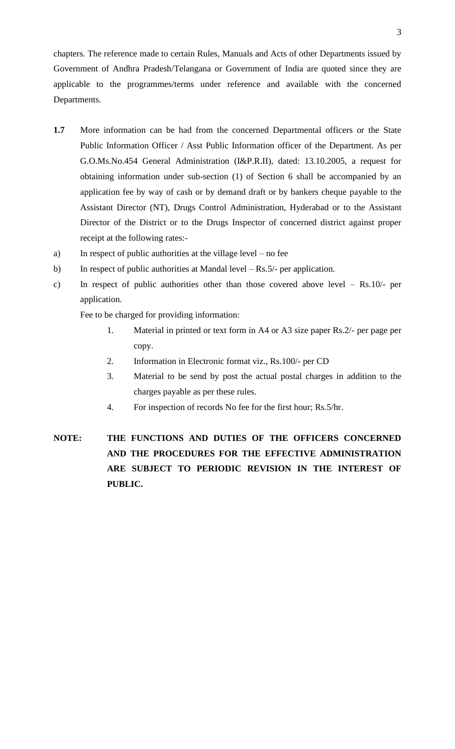chapters. The reference made to certain Rules, Manuals and Acts of other Departments issued by Government of Andhra Pradesh/Telangana or Government of India are quoted since they are applicable to the programmes/terms under reference and available with the concerned Departments.

**1.7** More information can be had from the concerned Departmental officers or the State Public Information Officer / Asst Public Information officer of the Department. As per G.O.Ms.No.454 General Administration (I&P.R.II), dated: 13.10.2005, a request for obtaining information under sub-section (1) of Section 6 shall be accompanied by an application fee by way of cash or by demand draft or by bankers cheque payable to the Assistant Director (NT), Drugs Control Administration, Hyderabad or to the Assistant Director of the District or to the Drugs Inspector of concerned district against proper receipt at the following rates:-

a) In respect of public authorities at the village level – no fee

b) In respect of public authorities at Mandal level – Rs.5/- per application.

c) In respect of public authorities other than those covered above level – Rs.10/- per application.

Fee to be charged for providing information:

1. Material in printed or text form in A4 or A3 size paper Rs.2/- per page per copy.
2. Information in Electronic format viz., Rs.100/- per CD
3. Material to be send by post the actual postal charges in addition to the charges payable as per these rules.
4. For inspection of records No fee for the first hour; Rs.5/hr.

**NOTE: THE FUNCTIONS AND DUTIES OF THE OFFICERS CONCERNED AND THE PROCEDURES FOR THE EFFECTIVE ADMINISTRATION ARE SUBJECT TO PERIODIC REVISION IN THE INTEREST OF PUBLIC.**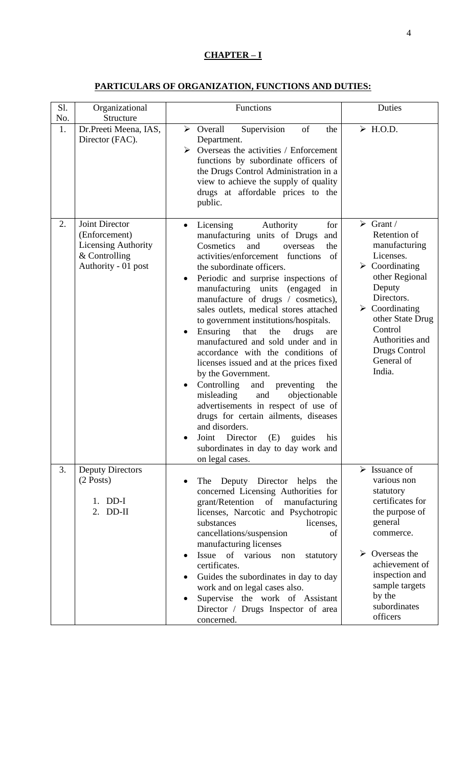# CHAPTER – I

## PARTICULARS OF ORGANIZATION, FUNCTIONS AND DUTIES:

| Sl. No. | Organizational Structure | Functions | Duties |
|---|---|---|---|
| 1. | Dr.Preeti Meena, IAS, Director (FAC). | ➢ Overall Supervision of the Department.<br>➢ Overseas the activities / Enforcement functions by subordinate officers of the Drugs Control Administration in a view to achieve the supply of quality drugs at affordable prices to the public. | ➢ H.O.D. |
| 2. | Joint Director (Enforcement) Licensing Authority & Controlling Authority - 01 post | • Licensing Authority for manufacturing units of Drugs and Cosmetics and overseas the activities/enforcement functions of the subordinate officers.<br>• Periodic and surprise inspections of manufacturing units (engaged in manufacture of drugs / cosmetics), sales outlets, medical stores attached to government institutions/hospitals.<br>• Ensuring that the drugs are manufactured and sold under and in accordance with the conditions of licenses issued and at the prices fixed by the Government.<br>• Controlling and preventing the misleading and objectionable advertisements in respect of use of drugs for certain ailments, diseases and disorders.<br>• Joint Director (E) guides his subordinates in day to day work and on legal cases. | ➢ Grant / Retention of manufacturing Licenses.<br>➢ Coordinating other Regional Deputy Directors.<br>➢ Coordinating other State Drug Control Authorities and Drugs Control General of India. |
| 3. | Deputy Directors (2 Posts)<br>1. DD-I<br>2. DD-II | • The Deputy Director helps the concerned Licensing Authorities for grant/Retention of manufacturing licenses, Narcotic and Psychotropic substances licenses, cancellations/suspension of manufacturing licenses<br>• Issue of various non statutory certificates.<br>• Guides the subordinates in day to day work and on legal cases also.<br>• Supervise the work of Assistant Director / Drugs Inspector of area concerned. | ➢ Issuance of various non statutory certificates for the purpose of general commerce.<br>➢ Overseas the achievement of inspection and sample targets by the subordinates officers |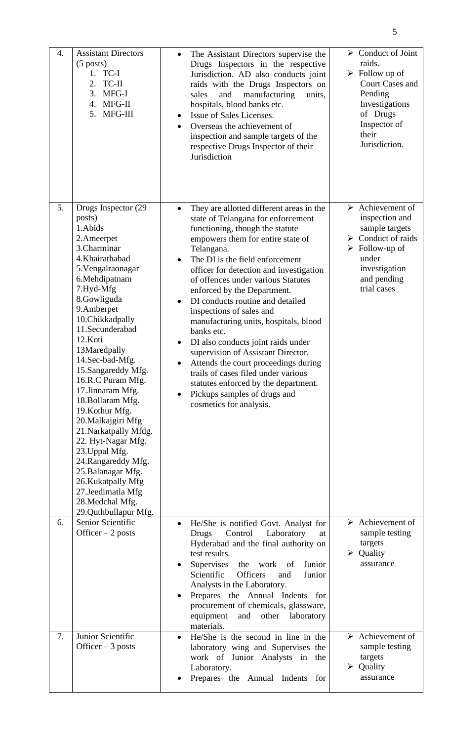| 4. | Assistant Directors (5 posts)<br>1. TC-I<br>2. TC-II<br>3. MFG-I<br>4. MFG-II<br>5. MFG-III | • The Assistant Directors supervise the Drugs Inspectors in the respective Jurisdiction. AD also conducts joint raids with the Drugs Inspectors on sales and manufacturing units, hospitals, blood banks etc.<br>• Issue of Sales Licenses.<br>• Overseas the achievement of inspection and sample targets of the respective Drugs Inspector of their Jurisdiction | ➢ Conduct of Joint raids.<br>➢ Follow up of Court Cases and Pending Investigations of Drugs Inspector of their Jurisdiction. |
|---|---|---|---|
| 5. | Drugs Inspector (29 posts)<br>1.Abids<br>2.Ameerpet<br>3.Charminar<br>4.Khairathabad<br>5.Vengalraonagar<br>6.Mehdipatnam<br>7.Hyd-Mfg<br>8.Gowliguda<br>9.Amberpet<br>10.Chikkadpally<br>11.Secunderabad<br>12.Koti<br>13Maredpally<br>14.Sec-bad-Mfg.<br>15.Sangareddy Mfg.<br>16.R.C Puram Mfg.<br>17.Jinnaram Mfg.<br>18.Bollaram Mfg.<br>19.Kothur Mfg.<br>20.Malkajgiri Mfg<br>21.Narkatpally Mfdg.<br>22. Hyt-Nagar Mfg.<br>23.Uppal Mfg.<br>24.Rangareddy Mfg.<br>25.Balanagar Mfg.<br>26.Kukatpally Mfg<br>27.Jeedimatla Mfg<br>28.Medchal Mfg.<br>29.Quthbullapur Mfg. | • They are allotted different areas in the state of Telangana for enforcement functioning, though the statute empowers them for entire state of Telangana.<br>• The DI is the field enforcement officer for detection and investigation of offences under various Statutes enforced by the Department.<br>• DI conducts routine and detailed inspections of sales and manufacturing units, hospitals, blood banks etc.<br>• DI also conducts joint raids under supervision of Assistant Director.<br>• Attends the court proceedings during trails of cases filed under various statutes enforced by the department.<br>• Pickups samples of drugs and cosmetics for analysis. | ➢ Achievement of inspection and sample targets<br>➢ Conduct of raids<br>➢ Follow-up of under investigation and pending trial cases |
| 6. | Senior Scientific Officer – 2 posts | • He/She is notified Govt. Analyst for Drugs Control Laboratory at Hyderabad and the final authority on test results.<br>• Supervises the work of Junior Scientific Officers and Junior Analysts in the Laboratory.<br>• Prepares the Annual Indents for procurement of chemicals, glassware, equipment and other laboratory materials. | ➢ Achievement of sample testing targets<br>➢ Quality assurance |
| 7. | Junior Scientific Officer – 3 posts | • He/She is the second in line in the laboratory wing and Supervises the work of Junior Analysts in the Laboratory.<br>• Prepares the Annual Indents for | ➢ Achievement of sample testing targets<br>➢ Quality assurance |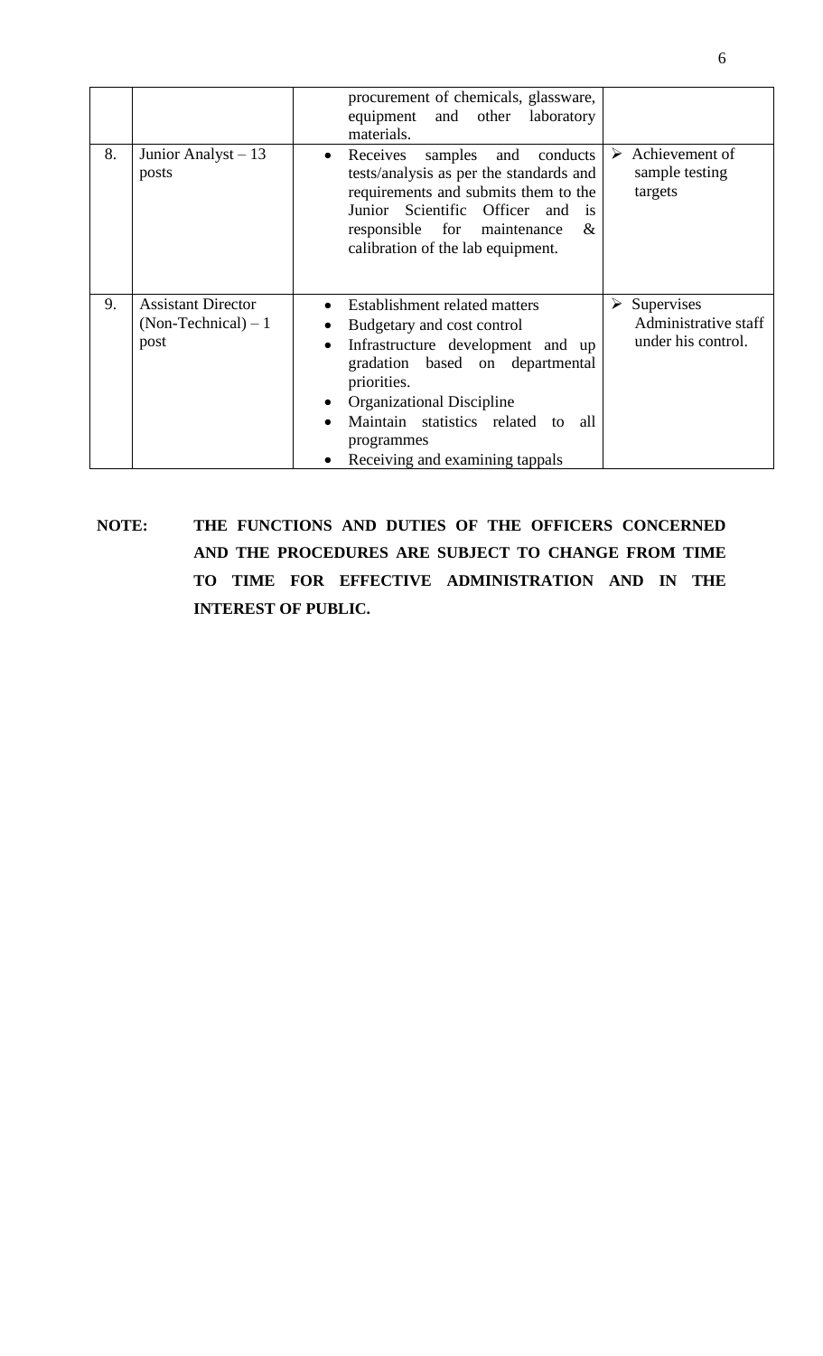| | | | |
|---|---|---|---|
| | | procurement of chemicals, glassware, equipment and other laboratory materials. | |
| 8. | Junior Analyst – 13 posts | • Receives samples and conducts tests/analysis as per the standards and requirements and submits them to the Junior Scientific Officer and is responsible for maintenance & calibration of the lab equipment. | ➢ Achievement of sample testing targets |
| 9. | Assistant Director (Non-Technical) – 1 post | • Establishment related matters<br>• Budgetary and cost control<br>• Infrastructure development and up gradation based on departmental priorities.<br>• Organizational Discipline<br>• Maintain statistics related to all programmes<br>• Receiving and examining tappals | ➢ Supervises Administrative staff under his control. |

**NOTE: THE FUNCTIONS AND DUTIES OF THE OFFICERS CONCERNED AND THE PROCEDURES ARE SUBJECT TO CHANGE FROM TIME TO TIME FOR EFFECTIVE ADMINISTRATION AND IN THE INTEREST OF PUBLIC.**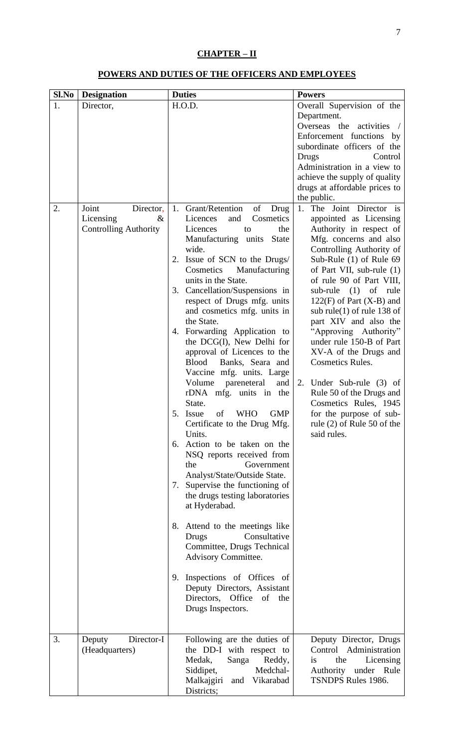## CHAPTER – II

## POWERS AND DUTIES OF THE OFFICERS AND EMPLOYEES

| Sl.No | Designation | Duties | Powers |
|---|---|---|---|
| 1. | Director, | H.O.D. | Overall Supervision of the Department.<br>Overseas the activities / Enforcement functions by subordinate officers of the Drugs Control Administration in a view to achieve the supply of quality drugs at affordable prices to the public. |
| 2. | Joint Director, Licensing & Controlling Authority | 1. Grant/Retention of Drug Licences and Cosmetics Licences to the Manufacturing units State wide.<br>2. Issue of SCN to the Drugs/ Cosmetics Manufacturing units in the State.<br>3. Cancellation/Suspensions in respect of Drugs mfg. units and cosmetics mfg. units in the State.<br>4. Forwarding Application to the DCG(I), New Delhi for approval of Licences to the Blood Banks, Seara and Vaccine mfg. units. Large Volume pareneteral and rDNA mfg. units in the State.<br>5. Issue of WHO GMP Certificate to the Drug Mfg. Units.<br>6. Action to be taken on the NSQ reports received from the Government Analyst/State/Outside State.<br>7. Supervise the functioning of the drugs testing laboratories at Hyderabad.<br>8. Attend to the meetings like Drugs Consultative Committee, Drugs Technical Advisory Committee.<br>9. Inspections of Offices of Deputy Directors, Assistant Directors, Office of the Drugs Inspectors. | 1. The Joint Director is appointed as Licensing Authority in respect of Mfg. concerns and also Controlling Authority of Sub-Rule (1) of Rule 69 of Part VII, sub-rule (1) of rule 90 of Part VIII, sub-rule (1) of rule 122(F) of Part (X-B) and sub rule(1) of rule 138 of part XIV and also the "Approving Authority" under rule 150-B of Part XV-A of the Drugs and Cosmetics Rules.<br>2. Under Sub-rule (3) of Rule 50 of the Drugs and Cosmetics Rules, 1945 for the purpose of sub-rule (2) of Rule 50 of the said rules. |
| 3. | Deputy Director-I (Headquarters) | Following are the duties of the DD-I with respect to Medak, Sanga Reddy, Siddipet, Medchal-Malkajgiri and Vikarabad Districts; | Deputy Director, Drugs Control Administration is the Licensing Authority under Rule TSNDPS Rules 1986. |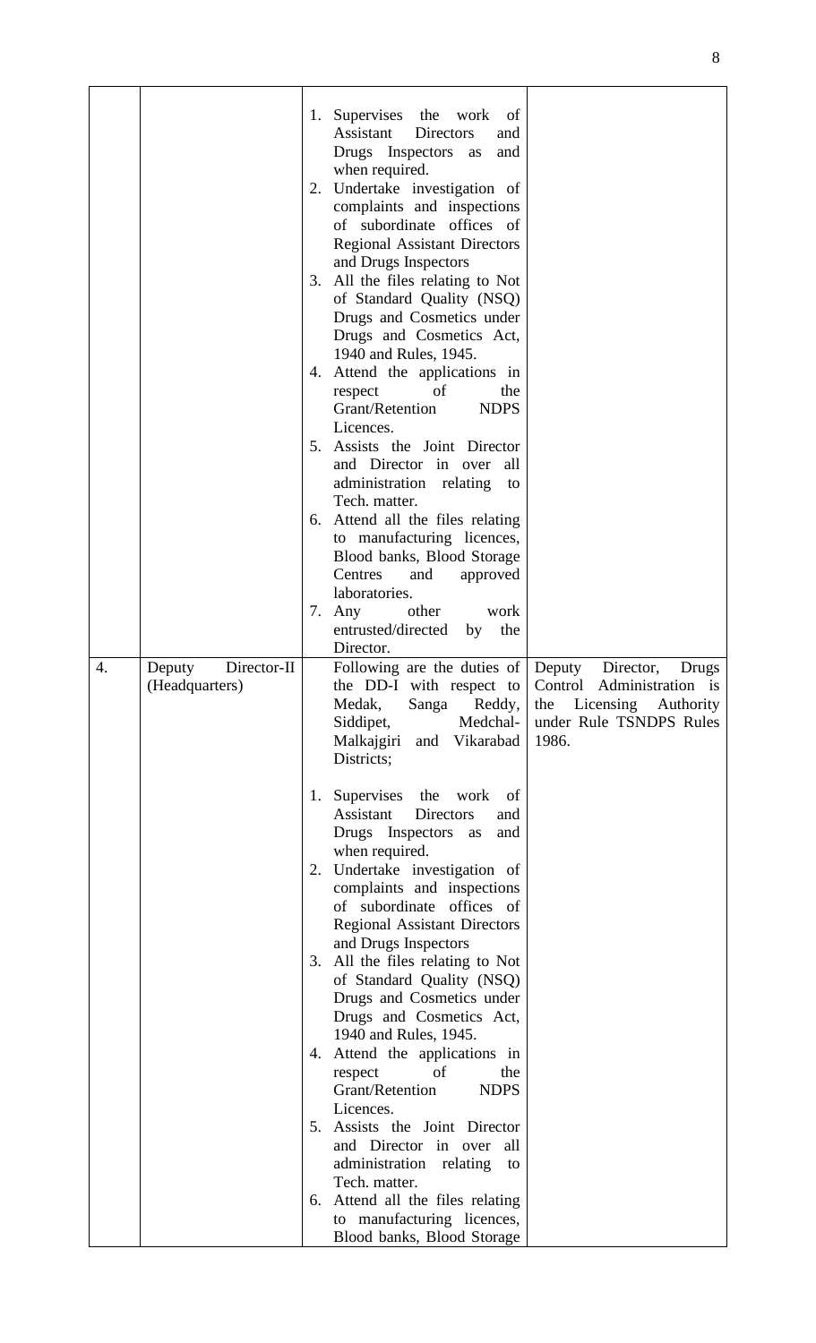|  |  |  |  |
|---|---|---|---|
|  |  | 1. Supervises the work of Assistant Directors and Drugs Inspectors as and when required.<br>2. Undertake investigation of complaints and inspections of subordinate offices of Regional Assistant Directors and Drugs Inspectors<br>3. All the files relating to Not of Standard Quality (NSQ) Drugs and Cosmetics under Drugs and Cosmetics Act, 1940 and Rules, 1945.<br>4. Attend the applications in respect of the Grant/Retention NDPS Licences.<br>5. Assists the Joint Director and Director in over all administration relating to Tech. matter.<br>6. Attend all the files relating to manufacturing licences, Blood banks, Blood Storage Centres and approved laboratories.<br>7. Any other work entrusted/directed by the Director. |  |
| 4. | Deputy Director-II (Headquarters) | Following are the duties of the DD-I with respect to Medak, Sanga Reddy, Siddipet, Medchal-Malkajgiri and Vikarabad Districts;<br><br>1. Supervises the work of Assistant Directors and Drugs Inspectors as and when required.<br>2. Undertake investigation of complaints and inspections of subordinate offices of Regional Assistant Directors and Drugs Inspectors<br>3. All the files relating to Not of Standard Quality (NSQ) Drugs and Cosmetics under Drugs and Cosmetics Act, 1940 and Rules, 1945.<br>4. Attend the applications in respect of the Grant/Retention NDPS Licences.<br>5. Assists the Joint Director and Director in over all administration relating to Tech. matter.<br>6. Attend all the files relating to manufacturing licences, Blood banks, Blood Storage | Deputy Director, Drugs Control Administration is the Licensing Authority under Rule TSNDPS Rules 1986. |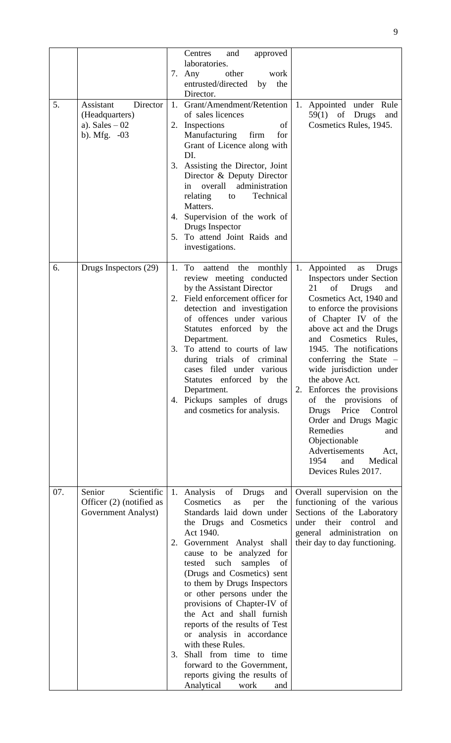| | | | |
|---|---|---|---|
| | | Centres and approved laboratories.<br>7. Any other work entrusted/directed by the Director. | |
| 5. | Assistant Director (Headquarters)<br>a). Sales – 02<br>b). Mfg. -03 | 1. Grant/Amendment/Retention of sales licences<br>2. Inspections of Manufacturing firm for Grant of Licence along with DI.<br>3. Assisting the Director, Joint Director & Deputy Director in overall administration relating to Technical Matters.<br>4. Supervision of the work of Drugs Inspector<br>5. To attend Joint Raids and investigations. | 1. Appointed under Rule 59(1) of Drugs and Cosmetics Rules, 1945. |
| 6. | Drugs Inspectors (29) | 1. To aattend the monthly review meeting conducted by the Assistant Director<br>2. Field enforcement officer for detection and investigation of offences under various Statutes enforced by the Department.<br>3. To attend to courts of law during trials of criminal cases filed under various Statutes enforced by the Department.<br>4. Pickups samples of drugs and cosmetics for analysis. | 1. Appointed as Drugs Inspectors under Section 21 of Drugs and Cosmetics Act, 1940 and to enforce the provisions of Chapter IV of the above act and the Drugs and Cosmetics Rules, 1945. The notifications conferring the State – wide jurisdiction under the above Act.<br>2. Enforces the provisions of the provisions of Drugs Price Control Order and Drugs Magic Remedies and Objectionable Advertisements Act, 1954 and Medical Devices Rules 2017. |
| 07. | Senior Scientific Officer (2) (notified as Government Analyst) | 1. Analysis of Drugs and Cosmetics as per the Standards laid down under the Drugs and Cosmetics Act 1940.<br>2. Government Analyst shall cause to be analyzed for tested such samples of (Drugs and Cosmetics) sent to them by Drugs Inspectors or other persons under the provisions of Chapter-IV of the Act and shall furnish reports of the results of Test or analysis in accordance with these Rules.<br>3. Shall from time to time forward to the Government, reports giving the results of Analytical work and | Overall supervision on the functioning of the various Sections of the Laboratory under their control and general administration on their day to day functioning. |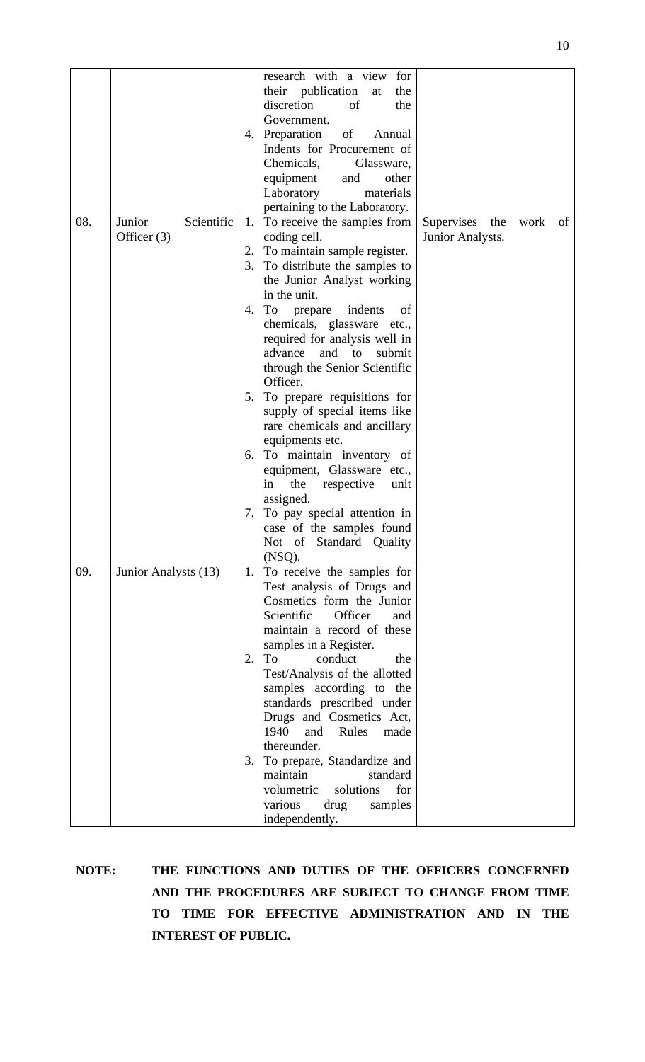| | | | |
|---|---|---|---|
| | | research with a view for their publication at the discretion of the Government.<br>4. Preparation of Annual Indents for Procurement of Chemicals, Glassware, equipment and other Laboratory materials pertaining to the Laboratory. | |
| 08. | Junior Scientific Officer (3) | 1. To receive the samples from coding cell.<br>2. To maintain sample register.<br>3. To distribute the samples to the Junior Analyst working in the unit.<br>4. To prepare indents of chemicals, glassware etc., required for analysis well in advance and to submit through the Senior Scientific Officer.<br>5. To prepare requisitions for supply of special items like rare chemicals and ancillary equipments etc.<br>6. To maintain inventory of equipment, Glassware etc., in the respective unit assigned.<br>7. To pay special attention in case of the samples found Not of Standard Quality (NSQ). | Supervises the work of Junior Analysts. |
| 09. | Junior Analysts (13) | 1. To receive the samples for Test analysis of Drugs and Cosmetics form the Junior Scientific Officer and maintain a record of these samples in a Register.<br>2. To conduct the Test/Analysis of the allotted samples according to the standards prescribed under Drugs and Cosmetics Act, 1940 and Rules made thereunder.<br>3. To prepare, Standardize and maintain standard volumetric solutions for various drug samples independently. | |

**NOTE: THE FUNCTIONS AND DUTIES OF THE OFFICERS CONCERNED AND THE PROCEDURES ARE SUBJECT TO CHANGE FROM TIME TO TIME FOR EFFECTIVE ADMINISTRATION AND IN THE INTEREST OF PUBLIC.**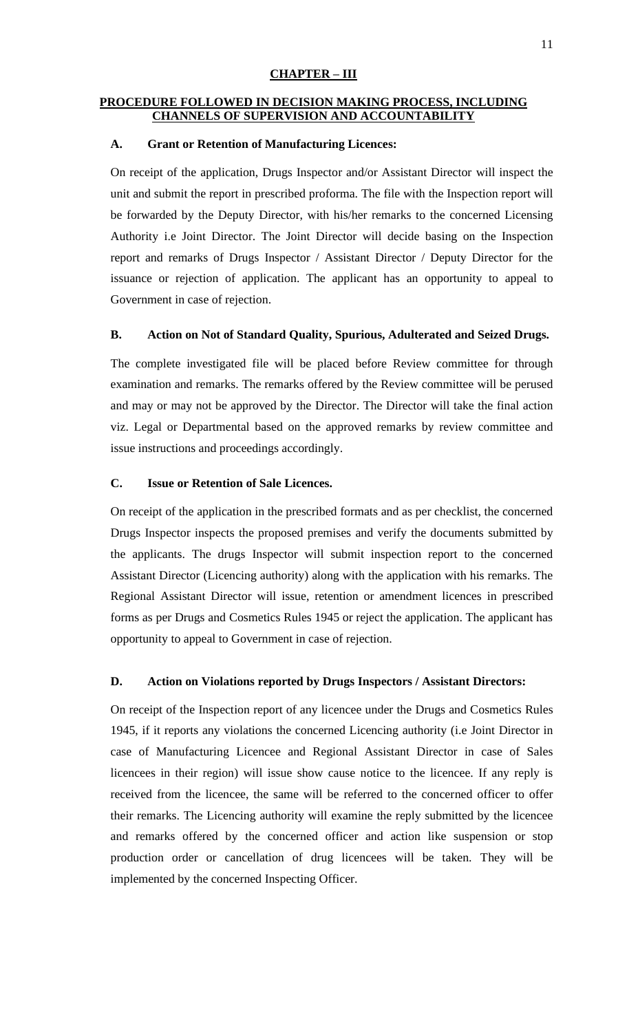## CHAPTER – III

## PROCEDURE FOLLOWED IN DECISION MAKING PROCESS, INCLUDING CHANNELS OF SUPERVISION AND ACCOUNTABILITY

### A. Grant or Retention of Manufacturing Licences:

On receipt of the application, Drugs Inspector and/or Assistant Director will inspect the unit and submit the report in prescribed proforma. The file with the Inspection report will be forwarded by the Deputy Director, with his/her remarks to the concerned Licensing Authority i.e Joint Director. The Joint Director will decide basing on the Inspection report and remarks of Drugs Inspector / Assistant Director / Deputy Director for the issuance or rejection of application. The applicant has an opportunity to appeal to Government in case of rejection.

### B. Action on Not of Standard Quality, Spurious, Adulterated and Seized Drugs.

The complete investigated file will be placed before Review committee for through examination and remarks. The remarks offered by the Review committee will be perused and may or may not be approved by the Director. The Director will take the final action viz. Legal or Departmental based on the approved remarks by review committee and issue instructions and proceedings accordingly.

### C. Issue or Retention of Sale Licences.

On receipt of the application in the prescribed formats and as per checklist, the concerned Drugs Inspector inspects the proposed premises and verify the documents submitted by the applicants. The drugs Inspector will submit inspection report to the concerned Assistant Director (Licencing authority) along with the application with his remarks. The Regional Assistant Director will issue, retention or amendment licences in prescribed forms as per Drugs and Cosmetics Rules 1945 or reject the application. The applicant has opportunity to appeal to Government in case of rejection.

### D. Action on Violations reported by Drugs Inspectors / Assistant Directors:

On receipt of the Inspection report of any licencee under the Drugs and Cosmetics Rules 1945, if it reports any violations the concerned Licencing authority (i.e Joint Director in case of Manufacturing Licencee and Regional Assistant Director in case of Sales licencees in their region) will issue show cause notice to the licencee. If any reply is received from the licencee, the same will be referred to the concerned officer to offer their remarks. The Licencing authority will examine the reply submitted by the licencee and remarks offered by the concerned officer and action like suspension or stop production order or cancellation of drug licencees will be taken. They will be implemented by the concerned Inspecting Officer.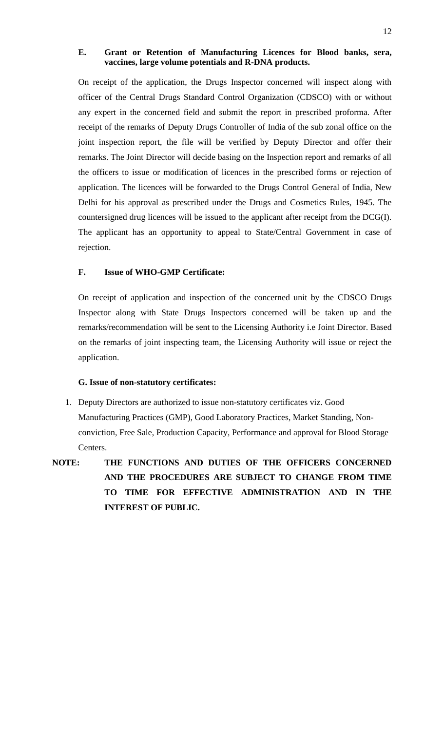### E. Grant or Retention of Manufacturing Licences for Blood banks, sera, vaccines, large volume potentials and R-DNA products.

On receipt of the application, the Drugs Inspector concerned will inspect along with officer of the Central Drugs Standard Control Organization (CDSCO) with or without any expert in the concerned field and submit the report in prescribed proforma. After receipt of the remarks of Deputy Drugs Controller of India of the sub zonal office on the joint inspection report, the file will be verified by Deputy Director and offer their remarks. The Joint Director will decide basing on the Inspection report and remarks of all the officers to issue or modification of licences in the prescribed forms or rejection of application. The licences will be forwarded to the Drugs Control General of India, New Delhi for his approval as prescribed under the Drugs and Cosmetics Rules, 1945. The countersigned drug licences will be issued to the applicant after receipt from the DCG(I). The applicant has an opportunity to appeal to State/Central Government in case of rejection.

### F. Issue of WHO-GMP Certificate:

On receipt of application and inspection of the concerned unit by the CDSCO Drugs Inspector along with State Drugs Inspectors concerned will be taken up and the remarks/recommendation will be sent to the Licensing Authority i.e Joint Director. Based on the remarks of joint inspecting team, the Licensing Authority will issue or reject the application.

### G. Issue of non-statutory certificates:

1. Deputy Directors are authorized to issue non-statutory certificates viz. Good Manufacturing Practices (GMP), Good Laboratory Practices, Market Standing, Non-conviction, Free Sale, Production Capacity, Performance and approval for Blood Storage Centers.

**NOTE: THE FUNCTIONS AND DUTIES OF THE OFFICERS CONCERNED AND THE PROCEDURES ARE SUBJECT TO CHANGE FROM TIME TO TIME FOR EFFECTIVE ADMINISTRATION AND IN THE INTEREST OF PUBLIC.**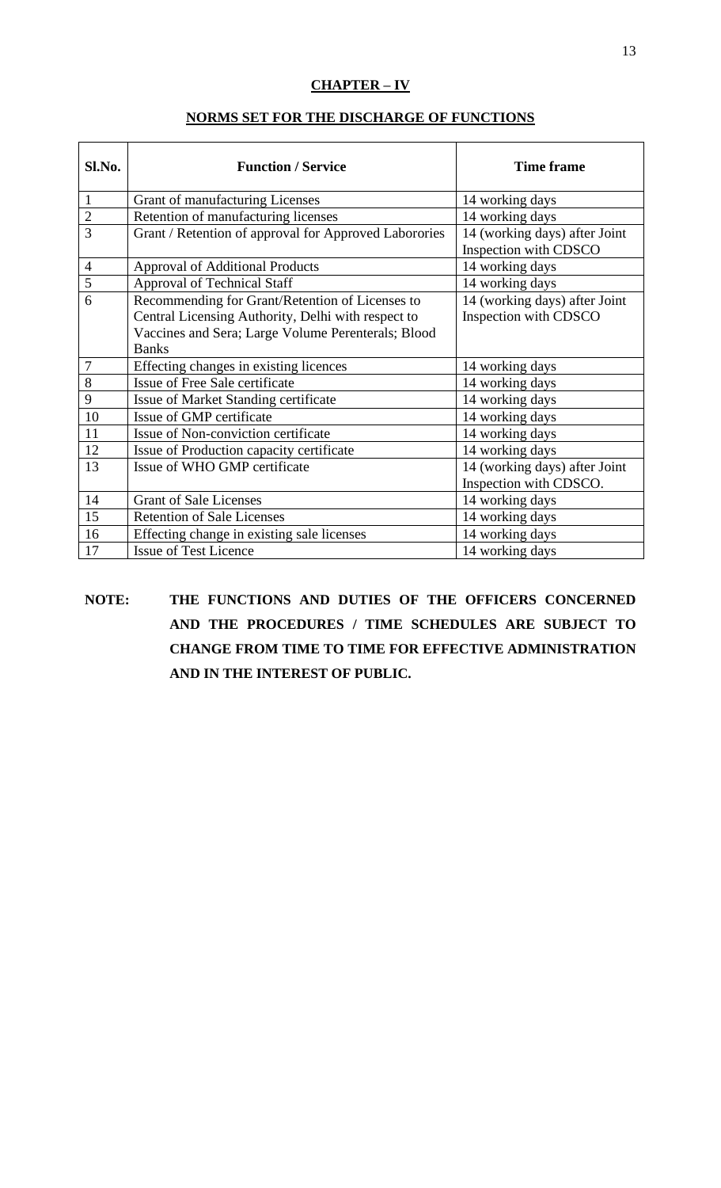## CHAPTER – IV

### NORMS SET FOR THE DISCHARGE OF FUNCTIONS

| Sl.No. | Function / Service | Time frame |
|---|---|---|
| 1 | Grant of manufacturing Licenses | 14 working days |
| 2 | Retention of manufacturing licenses | 14 working days |
| 3 | Grant / Retention of approval for Approved Laborories | 14 (working days) after Joint Inspection with CDSCO |
| 4 | Approval of Additional Products | 14 working days |
| 5 | Approval of Technical Staff | 14 working days |
| 6 | Recommending for Grant/Retention of Licenses to Central Licensing Authority, Delhi with respect to Vaccines and Sera; Large Volume Perenterals; Blood Banks | 14 (working days) after Joint Inspection with CDSCO |
| 7 | Effecting changes in existing licences | 14 working days |
| 8 | Issue of Free Sale certificate | 14 working days |
| 9 | Issue of Market Standing certificate | 14 working days |
| 10 | Issue of GMP certificate | 14 working days |
| 11 | Issue of Non-conviction certificate | 14 working days |
| 12 | Issue of Production capacity certificate | 14 working days |
| 13 | Issue of WHO GMP certificate | 14 (working days) after Joint Inspection with CDSCO. |
| 14 | Grant of Sale Licenses | 14 working days |
| 15 | Retention of Sale Licenses | 14 working days |
| 16 | Effecting change in existing sale licenses | 14 working days |
| 17 | Issue of Test Licence | 14 working days |

**NOTE: THE FUNCTIONS AND DUTIES OF THE OFFICERS CONCERNED AND THE PROCEDURES / TIME SCHEDULES ARE SUBJECT TO CHANGE FROM TIME TO TIME FOR EFFECTIVE ADMINISTRATION AND IN THE INTEREST OF PUBLIC.**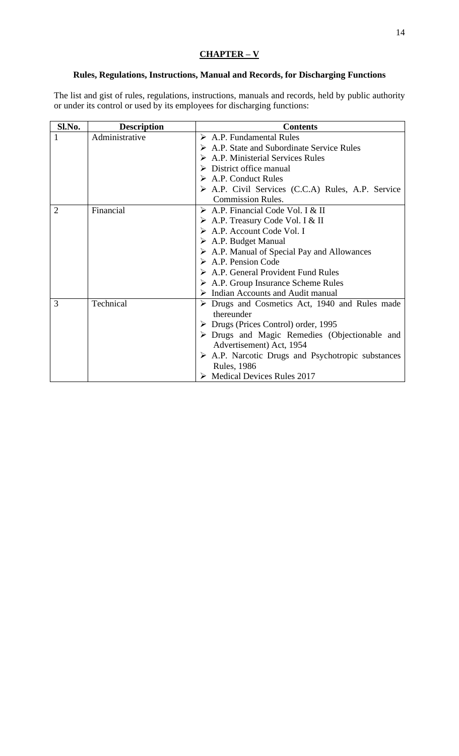## CHAPTER – V

### Rules, Regulations, Instructions, Manual and Records, for Discharging Functions

The list and gist of rules, regulations, instructions, manuals and records, held by public authority or under its control or used by its employees for discharging functions:

| Sl.No. | Description | Contents |
|---|---|---|
| 1 | Administrative | ➢ A.P. Fundamental Rules<br>➢ A.P. State and Subordinate Service Rules<br>➢ A.P. Ministerial Services Rules<br>➢ District office manual<br>➢ A.P. Conduct Rules<br>➢ A.P. Civil Services (C.C.A) Rules, A.P. Service Commission Rules. |
| 2 | Financial | ➢ A.P. Financial Code Vol. I & II<br>➢ A.P. Treasury Code Vol. I & II<br>➢ A.P. Account Code Vol. I<br>➢ A.P. Budget Manual<br>➢ A.P. Manual of Special Pay and Allowances<br>➢ A.P. Pension Code<br>➢ A.P. General Provident Fund Rules<br>➢ A.P. Group Insurance Scheme Rules<br>➢ Indian Accounts and Audit manual |
| 3 | Technical | ➢ Drugs and Cosmetics Act, 1940 and Rules made thereunder<br>➢ Drugs (Prices Control) order, 1995<br>➢ Drugs and Magic Remedies (Objectionable and Advertisement) Act, 1954<br>➢ A.P. Narcotic Drugs and Psychotropic substances Rules, 1986<br>➢ Medical Devices Rules 2017 |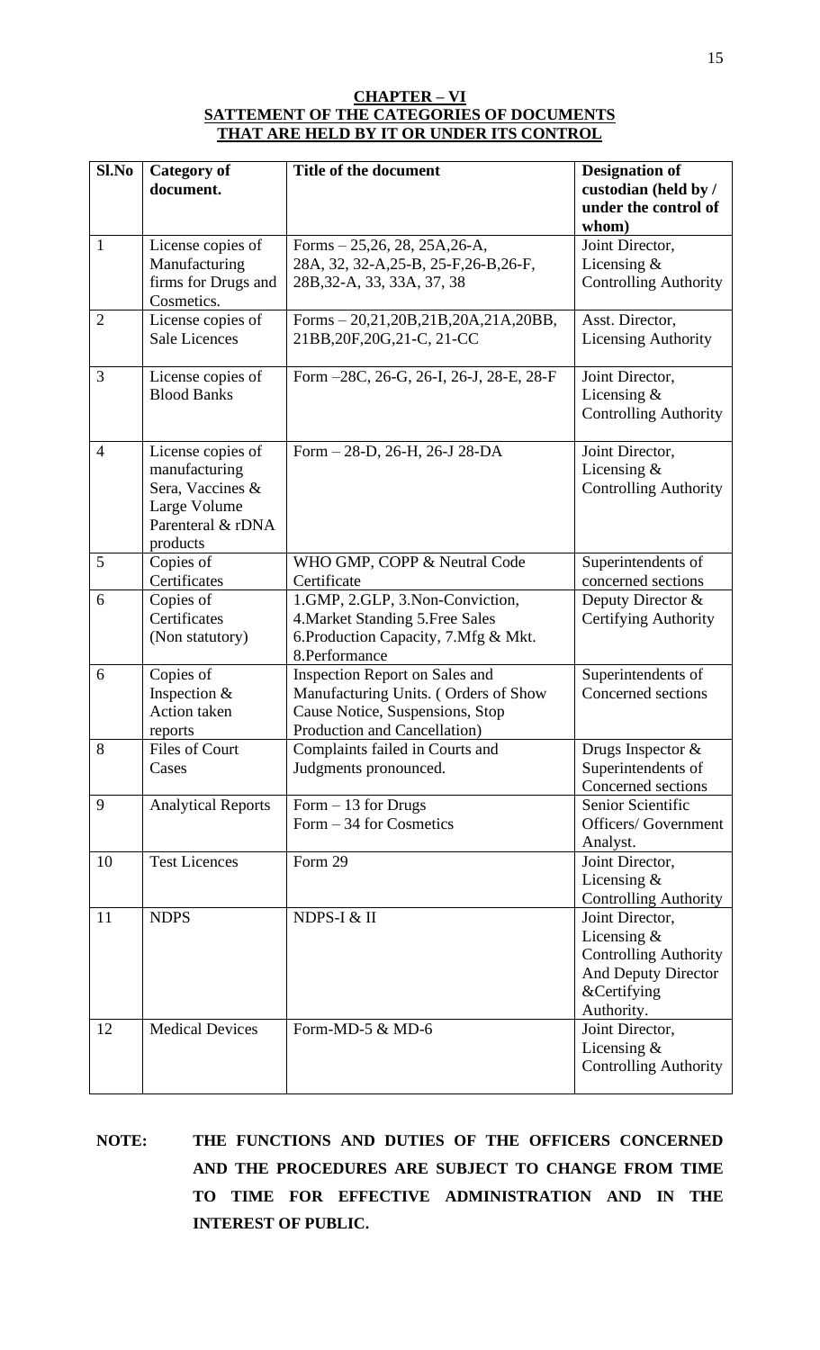**CHAPTER – VI**
**SATTEMENT OF THE CATEGORIES OF DOCUMENTS THAT ARE HELD BY IT OR UNDER ITS CONTROL**

| Sl.No | Category of document. | Title of the document | Designation of custodian (held by / under the control of whom) |
|---|---|---|---|
| 1 | License copies of Manufacturing firms for Drugs and Cosmetics. | Forms – 25,26, 28, 25A,26-A, 28A, 32, 32-A,25-B, 25-F,26-B,26-F, 28B,32-A, 33, 33A, 37, 38 | Joint Director, Licensing & Controlling Authority |
| 2 | License copies of Sale Licences | Forms – 20,21,20B,21B,20A,21A,20BB, 21BB,20F,20G,21-C, 21-CC | Asst. Director, Licensing Authority |
| 3 | License copies of Blood Banks | Form –28C, 26-G, 26-I, 26-J, 28-E, 28-F | Joint Director, Licensing & Controlling Authority |
| 4 | License copies of manufacturing Sera, Vaccines & Large Volume Parenteral & rDNA products | Form – 28-D, 26-H, 26-J 28-DA | Joint Director, Licensing & Controlling Authority |
| 5 | Copies of Certificates | WHO GMP, COPP & Neutral Code Certificate | Superintendents of concerned sections |
| 6 | Copies of Certificates (Non statutory) | 1.GMP, 2.GLP, 3.Non-Conviction, 4.Market Standing 5.Free Sales 6.Production Capacity, 7.Mfg & Mkt. 8.Performance | Deputy Director & Certifying Authority |
| 6 | Copies of Inspection & Action taken reports | Inspection Report on Sales and Manufacturing Units. ( Orders of Show Cause Notice, Suspensions, Stop Production and Cancellation) | Superintendents of Concerned sections |
| 8 | Files of Court Cases | Complaints failed in Courts and Judgments pronounced. | Drugs Inspector & Superintendents of Concerned sections |
| 9 | Analytical Reports | Form – 13 for Drugs<br>Form – 34 for Cosmetics | Senior Scientific Officers/ Government Analyst. |
| 10 | Test Licences | Form 29 | Joint Director, Licensing & Controlling Authority |
| 11 | NDPS | NDPS-I & II | Joint Director, Licensing & Controlling Authority And Deputy Director &Certifying Authority. |
| 12 | Medical Devices | Form-MD-5 & MD-6 | Joint Director, Licensing & Controlling Authority |

**NOTE: THE FUNCTIONS AND DUTIES OF THE OFFICERS CONCERNED AND THE PROCEDURES ARE SUBJECT TO CHANGE FROM TIME TO TIME FOR EFFECTIVE ADMINISTRATION AND IN THE INTEREST OF PUBLIC.**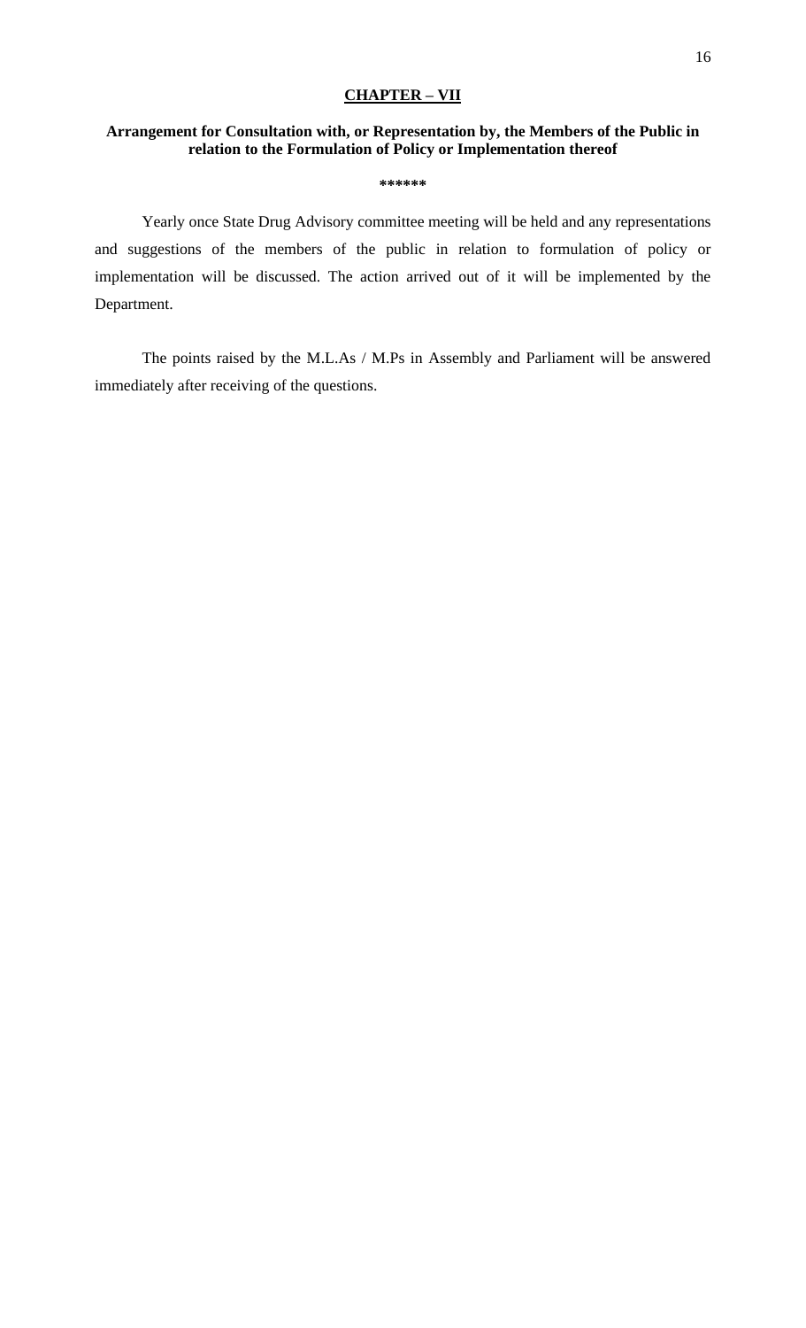## CHAPTER – VII

### Arrangement for Consultation with, or Representation by, the Members of the Public in relation to the Formulation of Policy or Implementation thereof

******

Yearly once State Drug Advisory committee meeting will be held and any representations and suggestions of the members of the public in relation to formulation of policy or implementation will be discussed. The action arrived out of it will be implemented by the Department.

The points raised by the M.L.As / M.Ps in Assembly and Parliament will be answered immediately after receiving of the questions.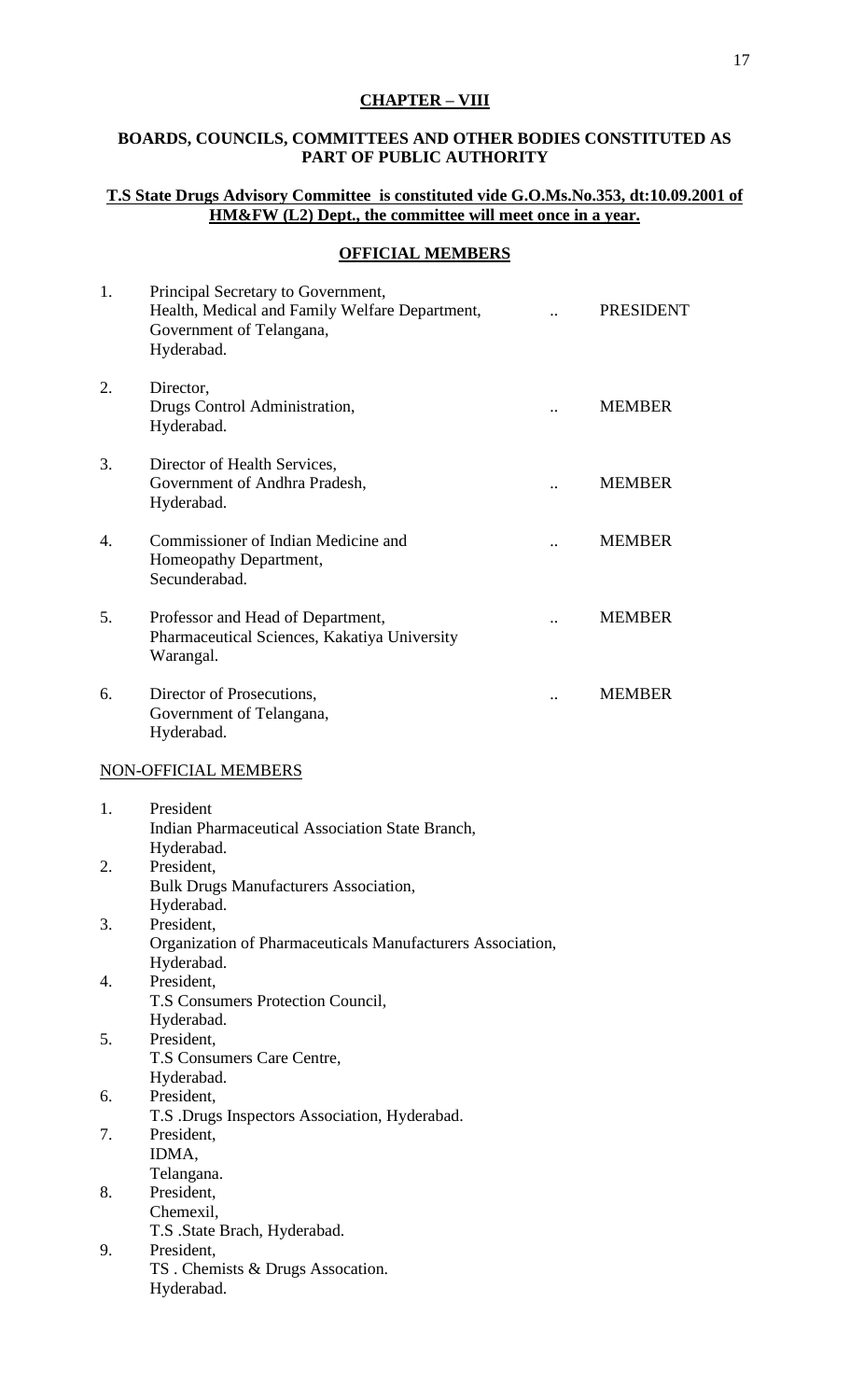## CHAPTER – VIII

### BOARDS, COUNCILS, COMMITTEES AND OTHER BODIES CONSTITUTED AS PART OF PUBLIC AUTHORITY

**T.S State Drugs Advisory Committee is constituted vide G.O.Ms.No.353, dt:10.09.2001 of HM&FW (L2) Dept., the committee will meet once in a year.**

**OFFICIAL MEMBERS**

| | | | |
|---|---|---|---|
| 1. | Principal Secretary to Government,<br>Health, Medical and Family Welfare Department,<br>Government of Telangana,<br>Hyderabad. | .. | PRESIDENT |
| 2. | Director,<br>Drugs Control Administration,<br>Hyderabad. | .. | MEMBER |
| 3. | Director of Health Services,<br>Government of Andhra Pradesh,<br>Hyderabad. | .. | MEMBER |
| 4. | Commissioner of Indian Medicine and<br>Homeopathy Department,<br>Secunderabad. | .. | MEMBER |
| 5. | Professor and Head of Department,<br>Pharmaceutical Sciences, Kakatiya University<br>Warangal. | .. | MEMBER |
| 6. | Director of Prosecutions,<br>Government of Telangana,<br>Hyderabad. | .. | MEMBER |

NON-OFFICIAL MEMBERS

1. President
   Indian Pharmaceutical Association State Branch,
   Hyderabad.
2. President,
   Bulk Drugs Manufacturers Association,
   Hyderabad.
3. President,
   Organization of Pharmaceuticals Manufacturers Association,
   Hyderabad.
4. President,
   T.S Consumers Protection Council,
   Hyderabad.
5. President,
   T.S Consumers Care Centre,
   Hyderabad.
6. President,
   T.S .Drugs Inspectors Association, Hyderabad.
7. President,
   IDMA,
   Telangana.
8. President,
   Chemexil,
   T.S .State Brach, Hyderabad.
9. President,
   TS . Chemists & Drugs Assocation.
   Hyderabad.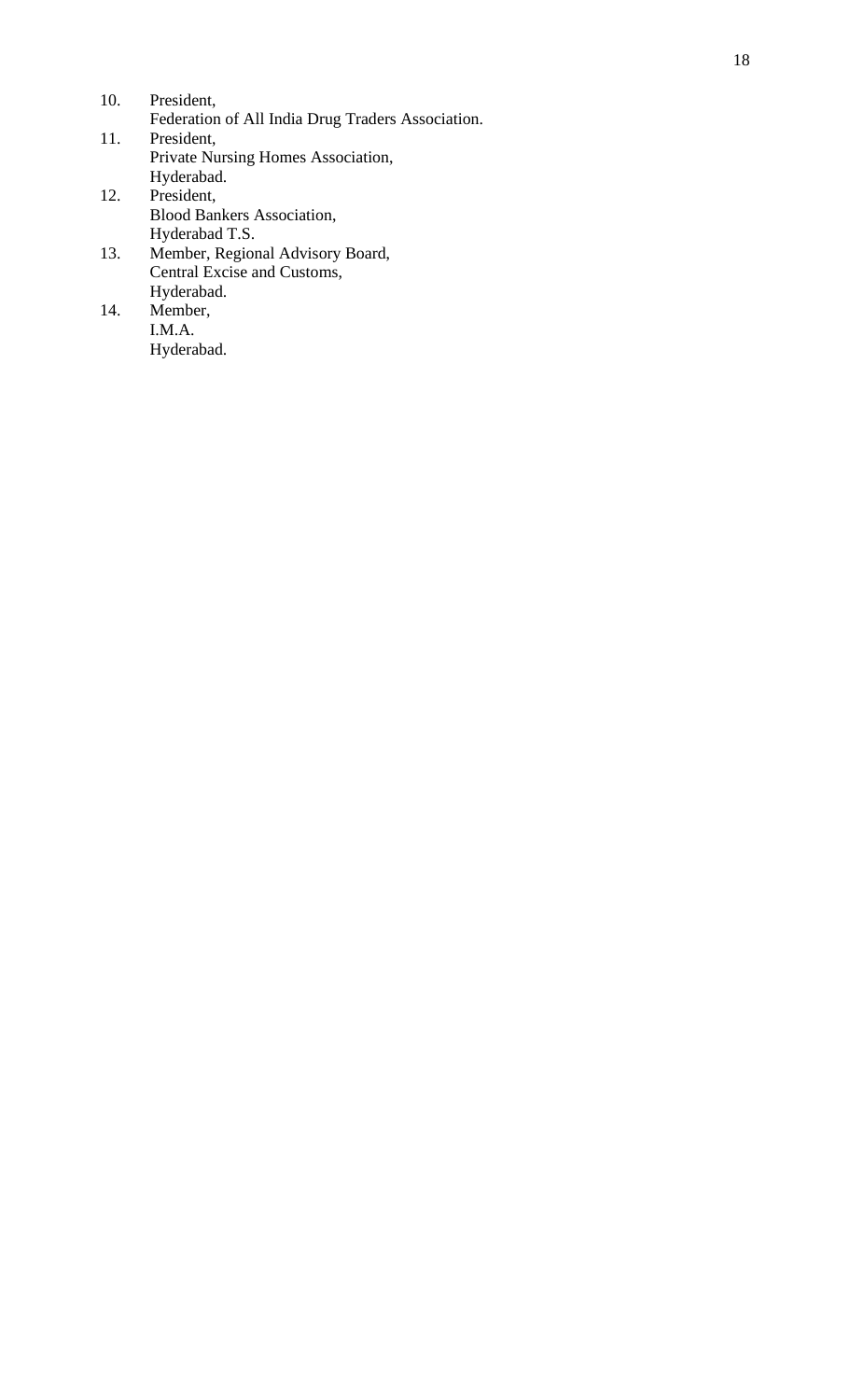10. President,
    Federation of All India Drug Traders Association.
11. President,
    Private Nursing Homes Association,
    Hyderabad.
12. President,
    Blood Bankers Association,
    Hyderabad T.S.
13. Member, Regional Advisory Board,
    Central Excise and Customs,
    Hyderabad.
14. Member,
    I.M.A.
    Hyderabad.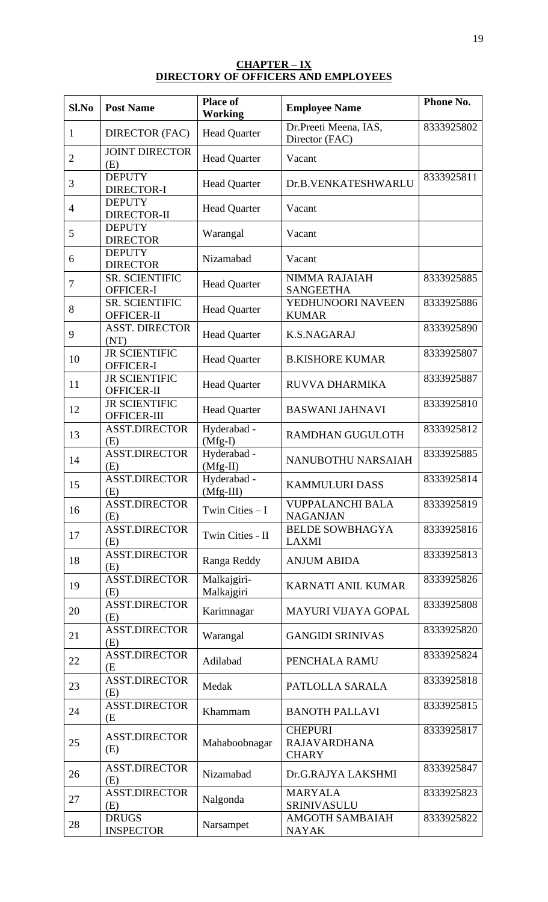**CHAPTER – IX**
**DIRECTORY OF OFFICERS AND EMPLOYEES**

| Sl.No | Post Name | Place of Working | Employee Name | Phone No. |
|---|---|---|---|---|
| 1 | DIRECTOR (FAC) | Head Quarter | Dr.Preeti Meena, IAS, Director (FAC) | 8333925802 |
| 2 | JOINT DIRECTOR (E) | Head Quarter | Vacant | |
| 3 | DEPUTY DIRECTOR-I | Head Quarter | Dr.B.VENKATESHWARLU | 8333925811 |
| 4 | DEPUTY DIRECTOR-II | Head Quarter | Vacant | |
| 5 | DEPUTY DIRECTOR | Warangal | Vacant | |
| 6 | DEPUTY DIRECTOR | Nizamabad | Vacant | |
| 7 | SR. SCIENTIFIC OFFICER-I | Head Quarter | NIMMA RAJAIAH SANGEETHA | 8333925885 |
| 8 | SR. SCIENTIFIC OFFICER-II | Head Quarter | YEDHUNOORI NAVEEN KUMAR | 8333925886 |
| 9 | ASST. DIRECTOR (NT) | Head Quarter | K.S.NAGARAJ | 8333925890 |
| 10 | JR SCIENTIFIC OFFICER-I | Head Quarter | B.KISHORE KUMAR | 8333925807 |
| 11 | JR SCIENTIFIC OFFICER-II | Head Quarter | RUVVA DHARMIKA | 8333925887 |
| 12 | JR SCIENTIFIC OFFICER-III | Head Quarter | BASWANI JAHNAVI | 8333925810 |
| 13 | ASST.DIRECTOR (E) | Hyderabad - (Mfg-I) | RAMDHAN GUGULOTH | 8333925812 |
| 14 | ASST.DIRECTOR (E) | Hyderabad - (Mfg-II) | NANUBOTHU NARSAIAH | 8333925885 |
| 15 | ASST.DIRECTOR (E) | Hyderabad - (Mfg-III) | KAMMULURI DASS | 8333925814 |
| 16 | ASST.DIRECTOR (E) | Twin Cities – I | VUPPALANCHI BALA NAGANJAN | 8333925819 |
| 17 | ASST.DIRECTOR (E) | Twin Cities - II | BELDE SOWBHAGYA LAXMI | 8333925816 |
| 18 | ASST.DIRECTOR (E) | Ranga Reddy | ANJUM ABIDA | 8333925813 |
| 19 | ASST.DIRECTOR (E) | Malkajgiri-Malkajgiri | KARNATI ANIL KUMAR | 8333925826 |
| 20 | ASST.DIRECTOR (E) | Karimnagar | MAYURI VIJAYA GOPAL | 8333925808 |
| 21 | ASST.DIRECTOR (E) | Warangal | GANGIDI SRINIVAS | 8333925820 |
| 22 | ASST.DIRECTOR (E | Adilabad | PENCHALA RAMU | 8333925824 |
| 23 | ASST.DIRECTOR (E) | Medak | PATLOLLA SARALA | 8333925818 |
| 24 | ASST.DIRECTOR (E | Khammam | BANOTH PALLAVI | 8333925815 |
| 25 | ASST.DIRECTOR (E) | Mahaboobnagar | CHEPURI RAJAVARDHANA CHARY | 8333925817 |
| 26 | ASST.DIRECTOR (E) | Nizamabad | Dr.G.RAJYA LAKSHMI | 8333925847 |
| 27 | ASST.DIRECTOR (E) | Nalgonda | MARYALA SRINIVASULU | 8333925823 |
| 28 | DRUGS INSPECTOR | Narsampet | AMGOTH SAMBAIAH NAYAK | 8333925822 |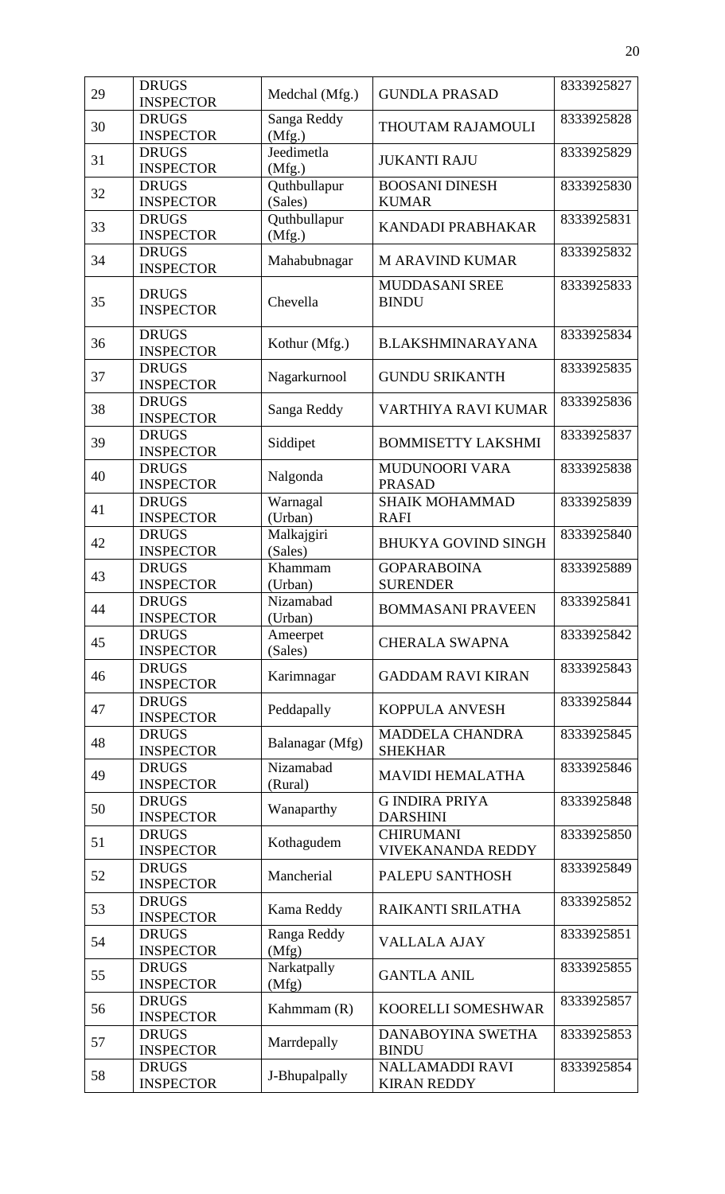| 29 | DRUGS INSPECTOR | Medchal (Mfg.) | GUNDLA PRASAD | 8333925827 |
|---|---|---|---|---|
| 30 | DRUGS INSPECTOR | Sanga Reddy (Mfg.) | THOUTAM RAJAMOULI | 8333925828 |
| 31 | DRUGS INSPECTOR | Jeedimetla (Mfg.) | JUKANTI RAJU | 8333925829 |
| 32 | DRUGS INSPECTOR | Quthbullapur (Sales) | BOOSANI DINESH KUMAR | 8333925830 |
| 33 | DRUGS INSPECTOR | Quthbullapur (Mfg.) | KANDADI PRABHAKAR | 8333925831 |
| 34 | DRUGS INSPECTOR | Mahabubnagar | M ARAVIND KUMAR | 8333925832 |
| 35 | DRUGS INSPECTOR | Chevella | MUDDASANI SREE BINDU | 8333925833 |
| 36 | DRUGS INSPECTOR | Kothur (Mfg.) | B.LAKSHMINARAYANA | 8333925834 |
| 37 | DRUGS INSPECTOR | Nagarkurnool | GUNDU SRIKANTH | 8333925835 |
| 38 | DRUGS INSPECTOR | Sanga Reddy | VARTHIYA RAVI KUMAR | 8333925836 |
| 39 | DRUGS INSPECTOR | Siddipet | BOMMISETTY LAKSHMI | 8333925837 |
| 40 | DRUGS INSPECTOR | Nalgonda | MUDUNOORI VARA PRASAD | 8333925838 |
| 41 | DRUGS INSPECTOR | Warnagal (Urban) | SHAIK MOHAMMAD RAFI | 8333925839 |
| 42 | DRUGS INSPECTOR | Malkajgiri (Sales) | BHUKYA GOVIND SINGH | 8333925840 |
| 43 | DRUGS INSPECTOR | Khammam (Urban) | GOPARABOINA SURENDER | 8333925889 |
| 44 | DRUGS INSPECTOR | Nizamabad (Urban) | BOMMASANI PRAVEEN | 8333925841 |
| 45 | DRUGS INSPECTOR | Ameerpet (Sales) | CHERALA SWAPNA | 8333925842 |
| 46 | DRUGS INSPECTOR | Karimnagar | GADDAM RAVI KIRAN | 8333925843 |
| 47 | DRUGS INSPECTOR | Peddapally | KOPPULA ANVESH | 8333925844 |
| 48 | DRUGS INSPECTOR | Balanagar (Mfg) | MADDELA CHANDRA SHEKHAR | 8333925845 |
| 49 | DRUGS INSPECTOR | Nizamabad (Rural) | MAVIDI HEMALATHA | 8333925846 |
| 50 | DRUGS INSPECTOR | Wanaparthy | G INDIRA PRIYA DARSHINI | 8333925848 |
| 51 | DRUGS INSPECTOR | Kothagudem | CHIRUMANI VIVEKANANDA REDDY | 8333925850 |
| 52 | DRUGS INSPECTOR | Mancherial | PALEPU SANTHOSH | 8333925849 |
| 53 | DRUGS INSPECTOR | Kama Reddy | RAIKANTI SRILATHA | 8333925852 |
| 54 | DRUGS INSPECTOR | Ranga Reddy (Mfg) | VALLALA AJAY | 8333925851 |
| 55 | DRUGS INSPECTOR | Narkatpally (Mfg) | GANTLA ANIL | 8333925855 |
| 56 | DRUGS INSPECTOR | Kahmmam (R) | KOORELLI SOMESHWAR | 8333925857 |
| 57 | DRUGS INSPECTOR | Marrdepally | DANABOYINA SWETHA BINDU | 8333925853 |
| 58 | DRUGS INSPECTOR | J-Bhupalpally | NALLAMADDI RAVI KIRAN REDDY | 8333925854 |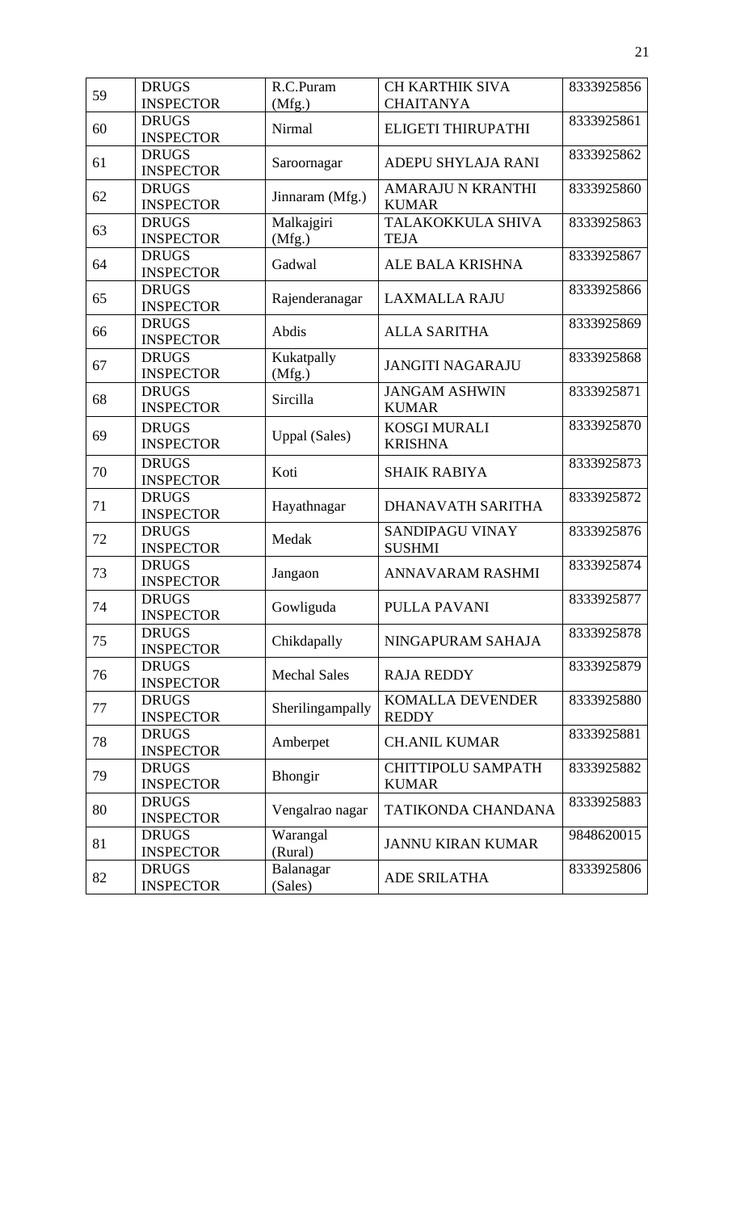| 59 | DRUGS INSPECTOR | R.C.Puram (Mfg.) | CH KARTHIK SIVA CHAITANYA | 8333925856 |
|---|---|---|---|---|
| 60 | DRUGS INSPECTOR | Nirmal | ELIGETI THIRUPATHI | 8333925861 |
| 61 | DRUGS INSPECTOR | Saroornagar | ADEPU SHYLAJA RANI | 8333925862 |
| 62 | DRUGS INSPECTOR | Jinnaram (Mfg.) | AMARAJU N KRANTHI KUMAR | 8333925860 |
| 63 | DRUGS INSPECTOR | Malkajgiri (Mfg.) | TALAKOKKULA SHIVA TEJA | 8333925863 |
| 64 | DRUGS INSPECTOR | Gadwal | ALE BALA KRISHNA | 8333925867 |
| 65 | DRUGS INSPECTOR | Rajenderanagar | LAXMALLA RAJU | 8333925866 |
| 66 | DRUGS INSPECTOR | Abdis | ALLA SARITHA | 8333925869 |
| 67 | DRUGS INSPECTOR | Kukatpally (Mfg.) | JANGITI NAGARAJU | 8333925868 |
| 68 | DRUGS INSPECTOR | Sircilla | JANGAM ASHWIN KUMAR | 8333925871 |
| 69 | DRUGS INSPECTOR | Uppal (Sales) | KOSGI MURALI KRISHNA | 8333925870 |
| 70 | DRUGS INSPECTOR | Koti | SHAIK RABIYA | 8333925873 |
| 71 | DRUGS INSPECTOR | Hayathnagar | DHANAVATH SARITHA | 8333925872 |
| 72 | DRUGS INSPECTOR | Medak | SANDIPAGU VINAY SUSHMI | 8333925876 |
| 73 | DRUGS INSPECTOR | Jangaon | ANNAVARAM RASHMI | 8333925874 |
| 74 | DRUGS INSPECTOR | Gowliguda | PULLA PAVANI | 8333925877 |
| 75 | DRUGS INSPECTOR | Chikdapally | NINGAPURAM SAHAJA | 8333925878 |
| 76 | DRUGS INSPECTOR | Mechal Sales | RAJA REDDY | 8333925879 |
| 77 | DRUGS INSPECTOR | Sherilingampally | KOMALLA DEVENDER REDDY | 8333925880 |
| 78 | DRUGS INSPECTOR | Amberpet | CH.ANIL KUMAR | 8333925881 |
| 79 | DRUGS INSPECTOR | Bhongir | CHITTIPOLU SAMPATH KUMAR | 8333925882 |
| 80 | DRUGS INSPECTOR | Vengalrao nagar | TATIKONDA CHANDANA | 8333925883 |
| 81 | DRUGS INSPECTOR | Warangal (Rural) | JANNU KIRAN KUMAR | 9848620015 |
| 82 | DRUGS INSPECTOR | Balanagar (Sales) | ADE SRILATHA | 8333925806 |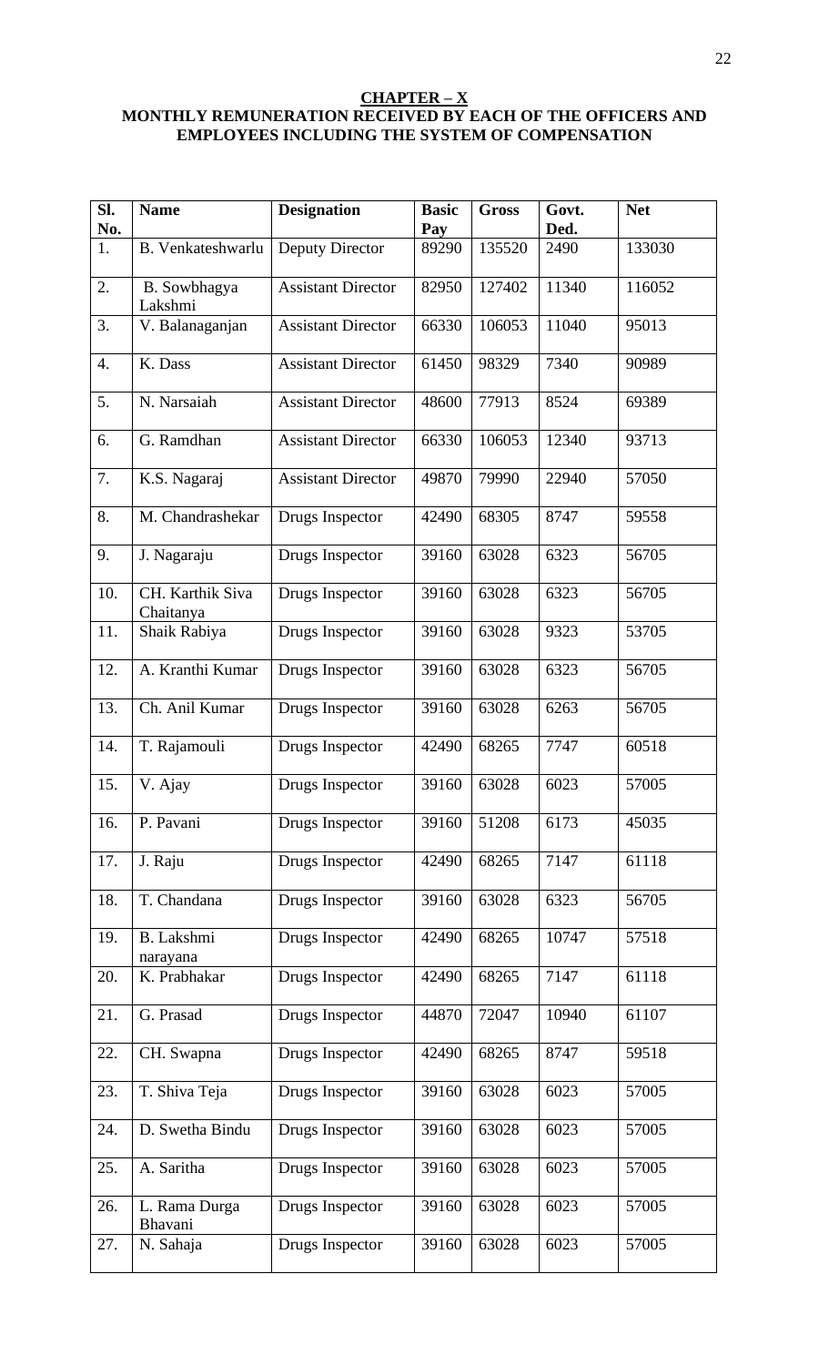**CHAPTER – X**

**MONTHLY REMUNERATION RECEIVED BY EACH OF THE OFFICERS AND EMPLOYEES INCLUDING THE SYSTEM OF COMPENSATION**

| Sl. No. | Name | Designation | Basic Pay | Gross | Govt. Ded. | Net |
|---|---|---|---|---|---|---|
| 1. | B. Venkateshwarlu | Deputy Director | 89290 | 135520 | 2490 | 133030 |
| 2. | B. Sowbhagya Lakshmi | Assistant Director | 82950 | 127402 | 11340 | 116052 |
| 3. | V. Balanaganjan | Assistant Director | 66330 | 106053 | 11040 | 95013 |
| 4. | K. Dass | Assistant Director | 61450 | 98329 | 7340 | 90989 |
| 5. | N. Narsaiah | Assistant Director | 48600 | 77913 | 8524 | 69389 |
| 6. | G. Ramdhan | Assistant Director | 66330 | 106053 | 12340 | 93713 |
| 7. | K.S. Nagaraj | Assistant Director | 49870 | 79990 | 22940 | 57050 |
| 8. | M. Chandrashekar | Drugs Inspector | 42490 | 68305 | 8747 | 59558 |
| 9. | J. Nagaraju | Drugs Inspector | 39160 | 63028 | 6323 | 56705 |
| 10. | CH. Karthik Siva Chaitanya | Drugs Inspector | 39160 | 63028 | 6323 | 56705 |
| 11. | Shaik Rabiya | Drugs Inspector | 39160 | 63028 | 9323 | 53705 |
| 12. | A. Kranthi Kumar | Drugs Inspector | 39160 | 63028 | 6323 | 56705 |
| 13. | Ch. Anil Kumar | Drugs Inspector | 39160 | 63028 | 6263 | 56705 |
| 14. | T. Rajamouli | Drugs Inspector | 42490 | 68265 | 7747 | 60518 |
| 15. | V. Ajay | Drugs Inspector | 39160 | 63028 | 6023 | 57005 |
| 16. | P. Pavani | Drugs Inspector | 39160 | 51208 | 6173 | 45035 |
| 17. | J. Raju | Drugs Inspector | 42490 | 68265 | 7147 | 61118 |
| 18. | T. Chandana | Drugs Inspector | 39160 | 63028 | 6323 | 56705 |
| 19. | B. Lakshmi narayana | Drugs Inspector | 42490 | 68265 | 10747 | 57518 |
| 20. | K. Prabhakar | Drugs Inspector | 42490 | 68265 | 7147 | 61118 |
| 21. | G. Prasad | Drugs Inspector | 44870 | 72047 | 10940 | 61107 |
| 22. | CH. Swapna | Drugs Inspector | 42490 | 68265 | 8747 | 59518 |
| 23. | T. Shiva Teja | Drugs Inspector | 39160 | 63028 | 6023 | 57005 |
| 24. | D. Swetha Bindu | Drugs Inspector | 39160 | 63028 | 6023 | 57005 |
| 25. | A. Saritha | Drugs Inspector | 39160 | 63028 | 6023 | 57005 |
| 26. | L. Rama Durga Bhavani | Drugs Inspector | 39160 | 63028 | 6023 | 57005 |
| 27. | N. Sahaja | Drugs Inspector | 39160 | 63028 | 6023 | 57005 |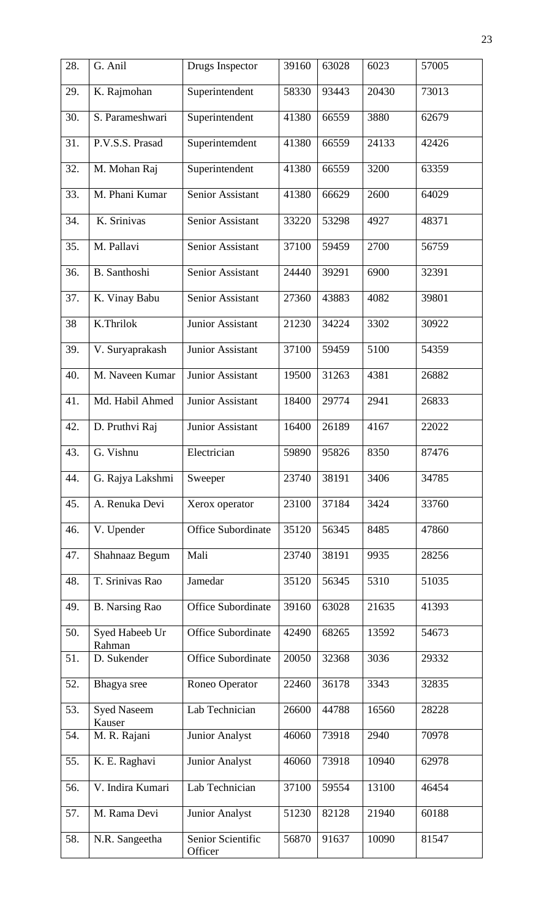| 28. | G. Anil | Drugs Inspector | 39160 | 63028 | 6023 | 57005 |
|---|---|---|---|---|---|---|
| 29. | K. Rajmohan | Superintendent | 58330 | 93443 | 20430 | 73013 |
| 30. | S. Parameshwari | Superintendent | 41380 | 66559 | 3880 | 62679 |
| 31. | P.V.S.S. Prasad | Superintemdent | 41380 | 66559 | 24133 | 42426 |
| 32. | M. Mohan Raj | Superintendent | 41380 | 66559 | 3200 | 63359 |
| 33. | M. Phani Kumar | Senior Assistant | 41380 | 66629 | 2600 | 64029 |
| 34. | K. Srinivas | Senior Assistant | 33220 | 53298 | 4927 | 48371 |
| 35. | M. Pallavi | Senior Assistant | 37100 | 59459 | 2700 | 56759 |
| 36. | B. Santhoshi | Senior Assistant | 24440 | 39291 | 6900 | 32391 |
| 37. | K. Vinay Babu | Senior Assistant | 27360 | 43883 | 4082 | 39801 |
| 38 | K.Thrilok | Junior Assistant | 21230 | 34224 | 3302 | 30922 |
| 39. | V. Suryaprakash | Junior Assistant | 37100 | 59459 | 5100 | 54359 |
| 40. | M. Naveen Kumar | Junior Assistant | 19500 | 31263 | 4381 | 26882 |
| 41. | Md. Habil Ahmed | Junior Assistant | 18400 | 29774 | 2941 | 26833 |
| 42. | D. Pruthvi Raj | Junior Assistant | 16400 | 26189 | 4167 | 22022 |
| 43. | G. Vishnu | Electrician | 59890 | 95826 | 8350 | 87476 |
| 44. | G. Rajya Lakshmi | Sweeper | 23740 | 38191 | 3406 | 34785 |
| 45. | A. Renuka Devi | Xerox operator | 23100 | 37184 | 3424 | 33760 |
| 46. | V. Upender | Office Subordinate | 35120 | 56345 | 8485 | 47860 |
| 47. | Shahnaaz Begum | Mali | 23740 | 38191 | 9935 | 28256 |
| 48. | T. Srinivas Rao | Jamedar | 35120 | 56345 | 5310 | 51035 |
| 49. | B. Narsing Rao | Office Subordinate | 39160 | 63028 | 21635 | 41393 |
| 50. | Syed Habeeb Ur Rahman | Office Subordinate | 42490 | 68265 | 13592 | 54673 |
| 51. | D. Sukender | Office Subordinate | 20050 | 32368 | 3036 | 29332 |
| 52. | Bhagya sree | Roneo Operator | 22460 | 36178 | 3343 | 32835 |
| 53. | Syed Naseem Kauser | Lab Technician | 26600 | 44788 | 16560 | 28228 |
| 54. | M. R. Rajani | Junior Analyst | 46060 | 73918 | 2940 | 70978 |
| 55. | K. E. Raghavi | Junior Analyst | 46060 | 73918 | 10940 | 62978 |
| 56. | V. Indira Kumari | Lab Technician | 37100 | 59554 | 13100 | 46454 |
| 57. | M. Rama Devi | Junior Analyst | 51230 | 82128 | 21940 | 60188 |
| 58. | N.R. Sangeetha | Senior Scientific Officer | 56870 | 91637 | 10090 | 81547 |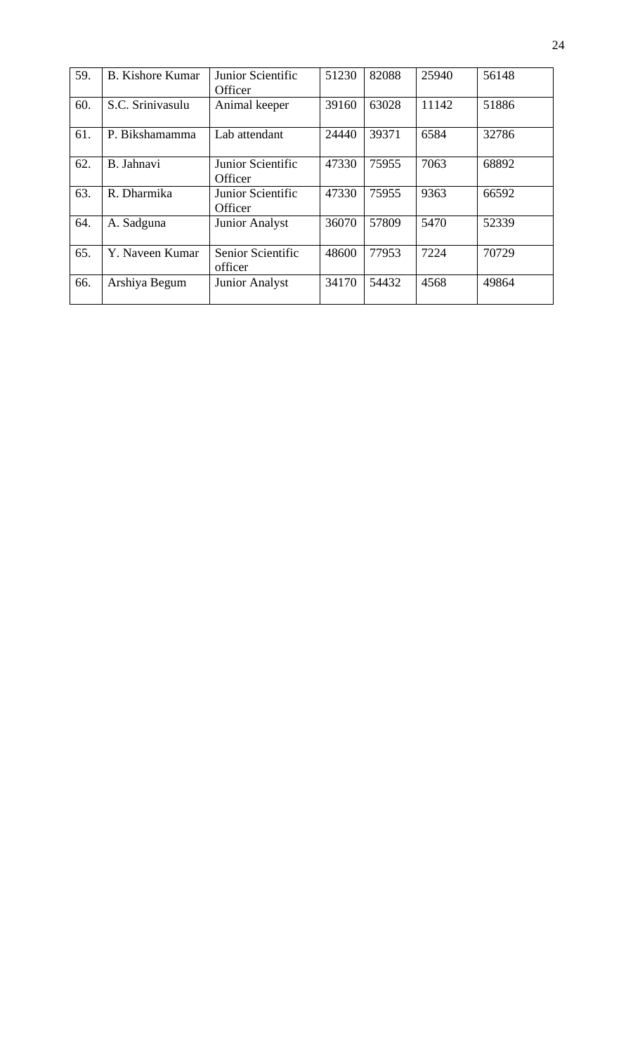| 59. | B. Kishore Kumar | Junior Scientific Officer | 51230 | 82088 | 25940 | 56148 |
|---|---|---|---|---|---|---|
| 60. | S.C. Srinivasulu | Animal keeper | 39160 | 63028 | 11142 | 51886 |
| 61. | P. Bikshamamma | Lab attendant | 24440 | 39371 | 6584 | 32786 |
| 62. | B. Jahnavi | Junior Scientific Officer | 47330 | 75955 | 7063 | 68892 |
| 63. | R. Dharmika | Junior Scientific Officer | 47330 | 75955 | 9363 | 66592 |
| 64. | A. Sadguna | Junior Analyst | 36070 | 57809 | 5470 | 52339 |
| 65. | Y. Naveen Kumar | Senior Scientific officer | 48600 | 77953 | 7224 | 70729 |
| 66. | Arshiya Begum | Junior Analyst | 34170 | 54432 | 4568 | 49864 |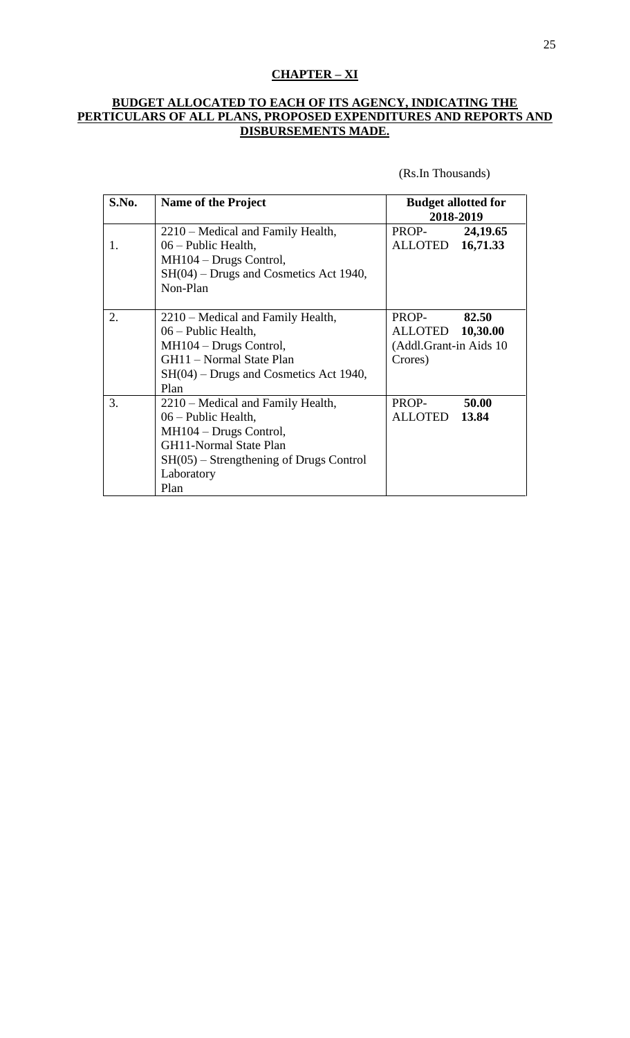## CHAPTER – XI

### BUDGET ALLOCATED TO EACH OF ITS AGENCY, INDICATING THE PERTICULARS OF ALL PLANS, PROPOSED EXPENDITURES AND REPORTS AND DISBURSEMENTS MADE.

(Rs.In Thousands)

| S.No. | Name of the Project | Budget allotted for 2018-2019 |
|---|---|---|
| 1. | 2210 – Medical and Family Health,<br>06 – Public Health,<br>MH104 – Drugs Control,<br>SH(04) – Drugs and Cosmetics Act 1940,<br>Non-Plan | PROP- **24,19.65**<br>ALLOTED **16,71.33** |
| 2. | 2210 – Medical and Family Health,<br>06 – Public Health,<br>MH104 – Drugs Control,<br>GH11 – Normal State Plan<br>SH(04) – Drugs and Cosmetics Act 1940,<br>Plan | PROP- **82.50**<br>ALLOTED **10,30.00**<br>(Addl.Grant-in Aids 10 Crores) |
| 3. | 2210 – Medical and Family Health,<br>06 – Public Health,<br>MH104 – Drugs Control,<br>GH11-Normal State Plan<br>SH(05) – Strengthening of Drugs Control Laboratory<br>Plan | PROP- **50.00**<br>ALLOTED **13.84** |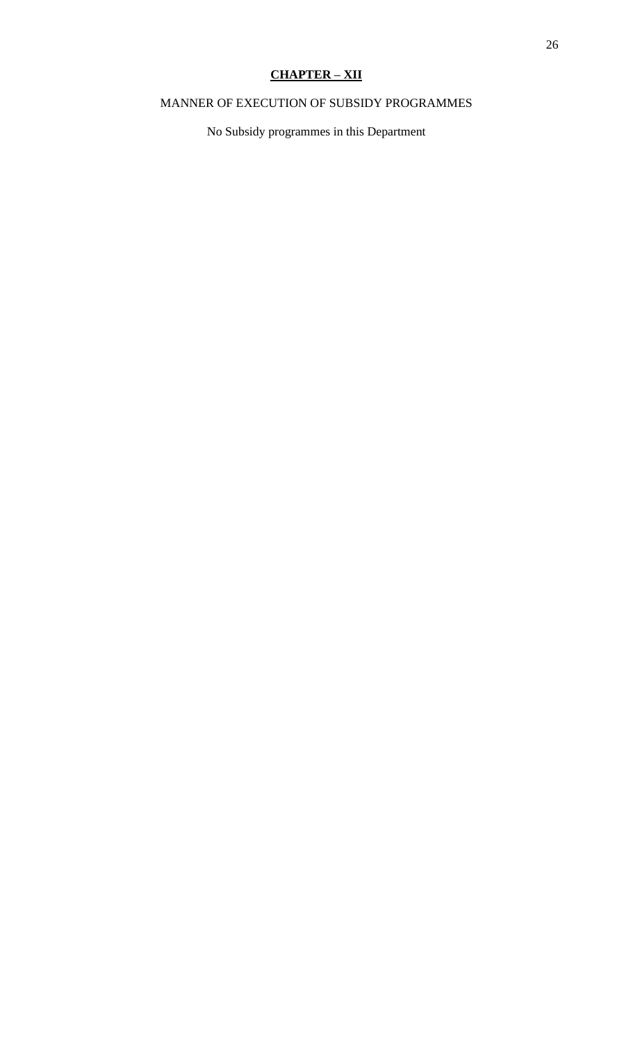# **CHAPTER – XII**

MANNER OF EXECUTION OF SUBSIDY PROGRAMMES

No Subsidy programmes in this Department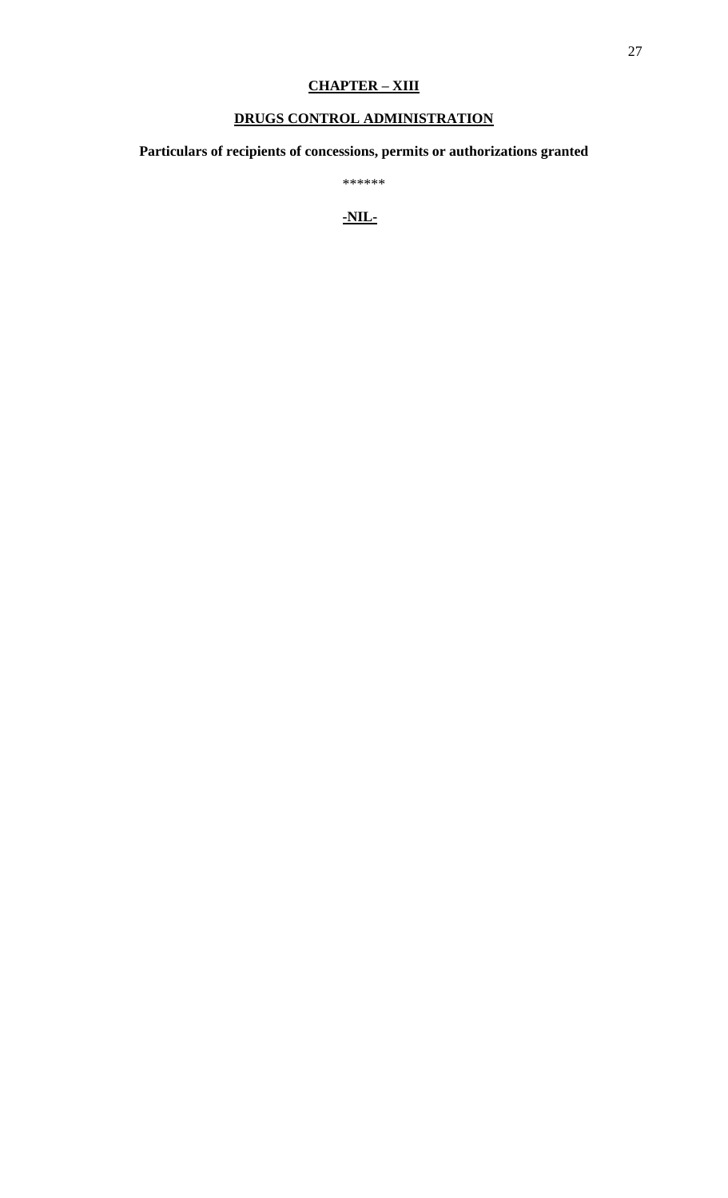## CHAPTER – XIII

## DRUGS CONTROL ADMINISTRATION

**Particulars of recipients of concessions, permits or authorizations granted**

******

**-NIL-**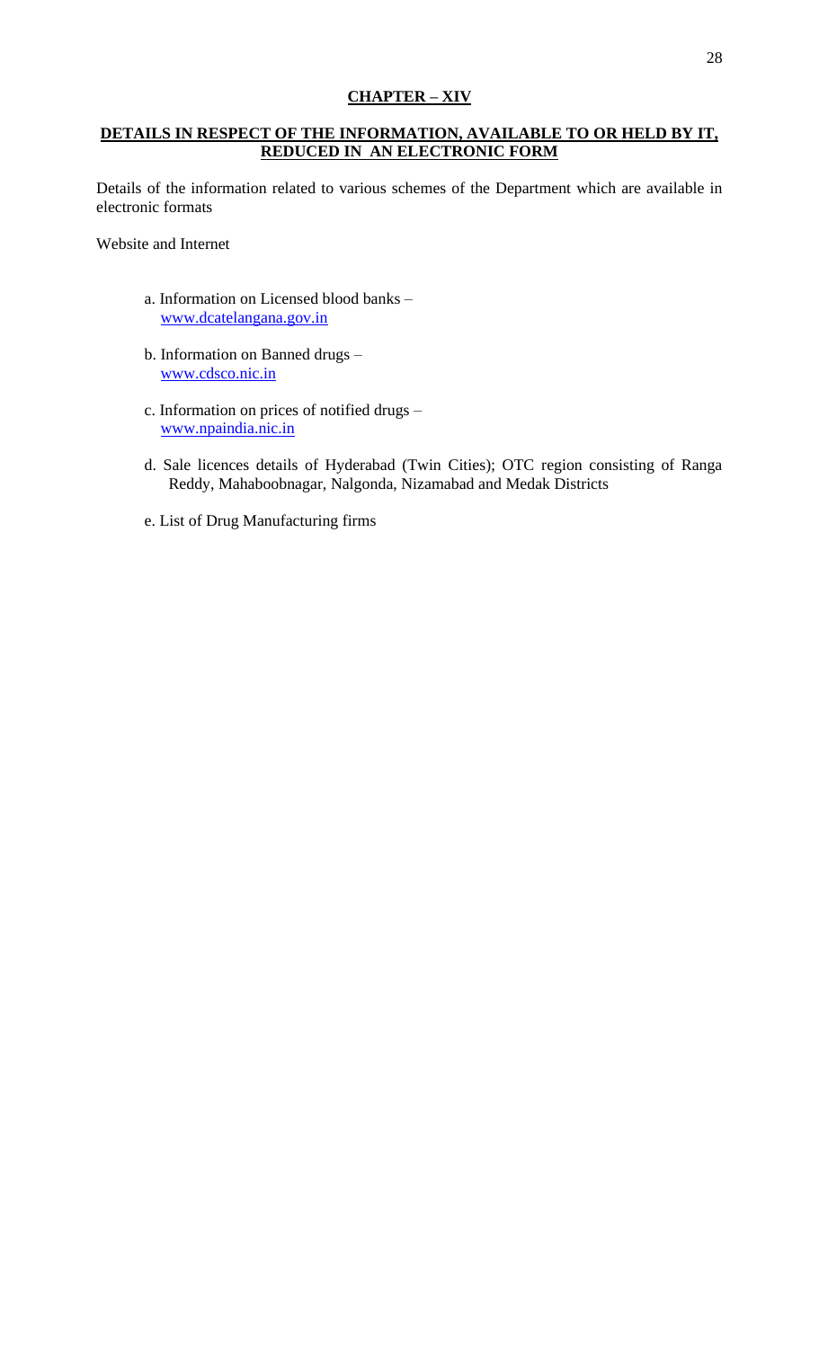## CHAPTER – XIV

## DETAILS IN RESPECT OF THE INFORMATION, AVAILABLE TO OR HELD BY IT, REDUCED IN AN ELECTRONIC FORM

Details of the information related to various schemes of the Department which are available in electronic formats

Website and Internet

a. Information on Licensed blood banks – www.dcatelangana.gov.in

b. Information on Banned drugs – www.cdsco.nic.in

c. Information on prices of notified drugs – www.npaindia.nic.in

d. Sale licences details of Hyderabad (Twin Cities); OTC region consisting of Ranga Reddy, Mahaboobnagar, Nalgonda, Nizamabad and Medak Districts

e. List of Drug Manufacturing firms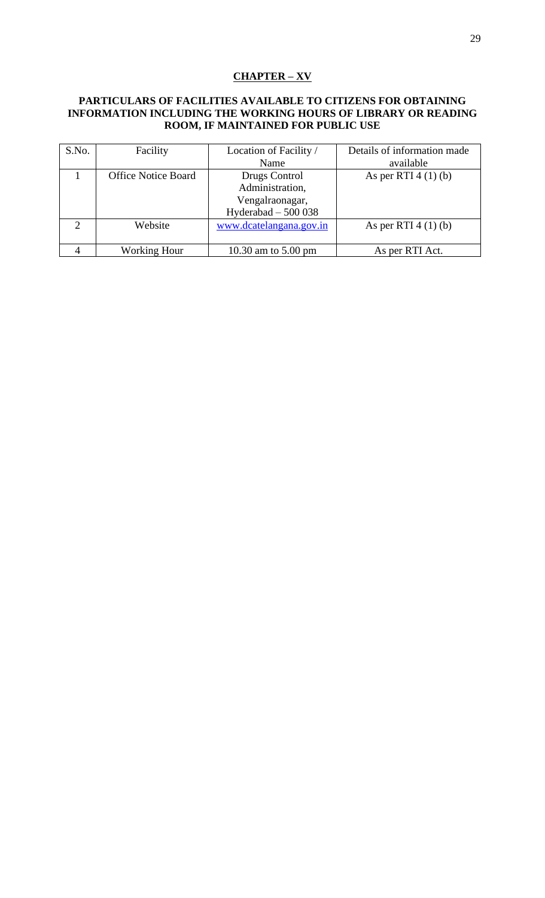## CHAPTER – XV

### PARTICULARS OF FACILITIES AVAILABLE TO CITIZENS FOR OBTAINING INFORMATION INCLUDING THE WORKING HOURS OF LIBRARY OR READING ROOM, IF MAINTAINED FOR PUBLIC USE

| S.No. | Facility | Location of Facility / Name | Details of information made available |
|---|---|---|---|
| 1 | Office Notice Board | Drugs Control Administration, Vengalraonagar, Hyderabad – 500 038 | As per RTI 4 (1) (b) |
| 2 | Website | www.dcatelangana.gov.in | As per RTI 4 (1) (b) |
| 4 | Working Hour | 10.30 am to 5.00 pm | As per RTI Act. |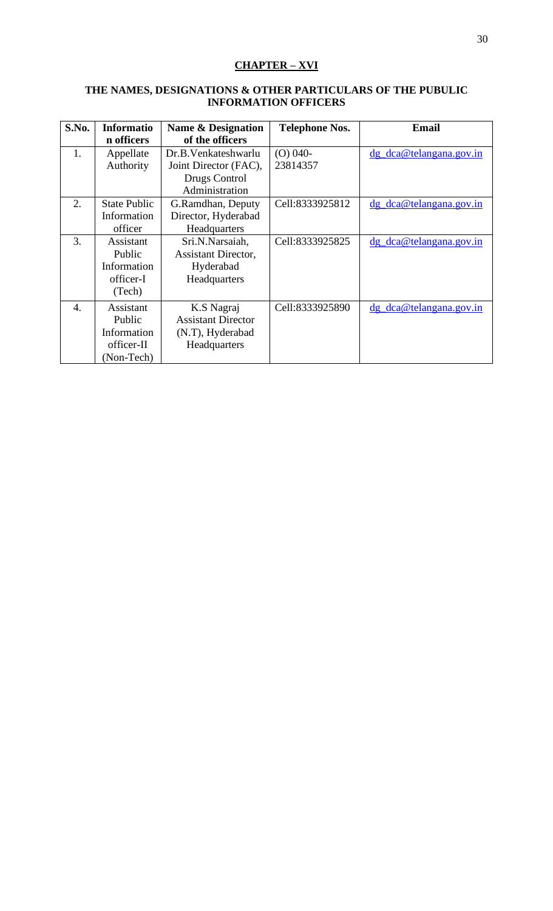**CHAPTER – XVI**

**THE NAMES, DESIGNATIONS & OTHER PARTICULARS OF THE PUBULIC INFORMATION OFFICERS**

| S.No. | Information officers | Name & Designation of the officers | Telephone Nos. | Email |
|---|---|---|---|---|
| 1. | Appellate Authority | Dr.B.Venkateshwarlu Joint Director (FAC), Drugs Control Administration | (O) 040-23814357 | dg_dca@telangana.gov.in |
| 2. | State Public Information officer | G.Ramdhan, Deputy Director, Hyderabad Headquarters | Cell:8333925812 | dg_dca@telangana.gov.in |
| 3. | Assistant Public Information officer-I (Tech) | Sri.N.Narsaiah, Assistant Director, Hyderabad Headquarters | Cell:8333925825 | dg_dca@telangana.gov.in |
| 4. | Assistant Public Information officer-II (Non-Tech) | K.S Nagraj Assistant Director (N.T), Hyderabad Headquarters | Cell:8333925890 | dg_dca@telangana.gov.in |